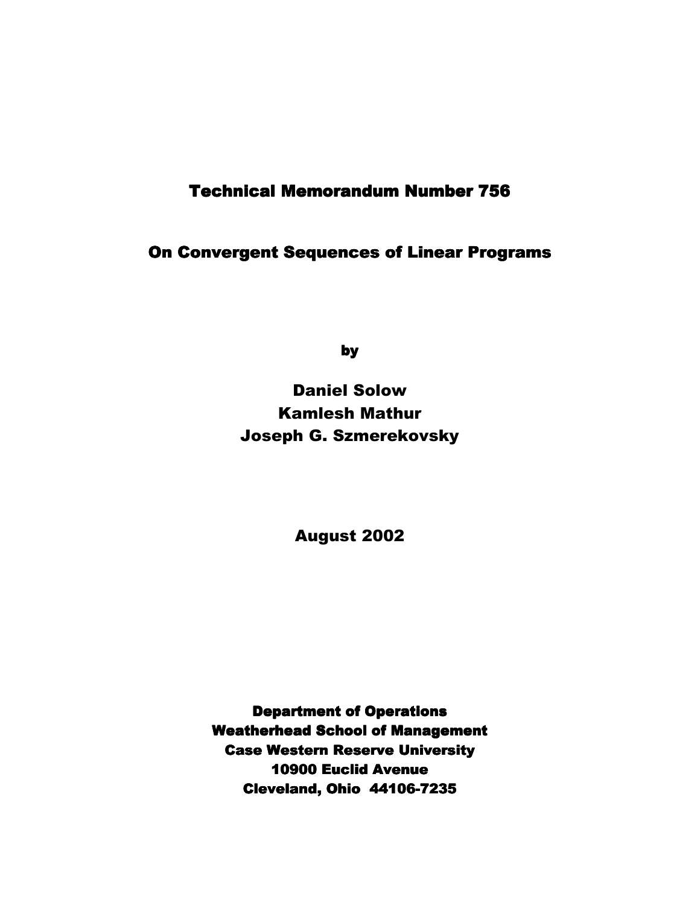# Technical Memorandum Number 756

## On Convergent Sequences of Linear Programs

by

**Daniel Solow**
**Kamlesh Mathur**
**Joseph G. Szmerekovsky**

**August 2002**

**Department of Operations**
**Weatherhead School of Management**
**Case Western Reserve University**
**10900 Euclid Avenue**
**Cleveland, Ohio 44106-7235**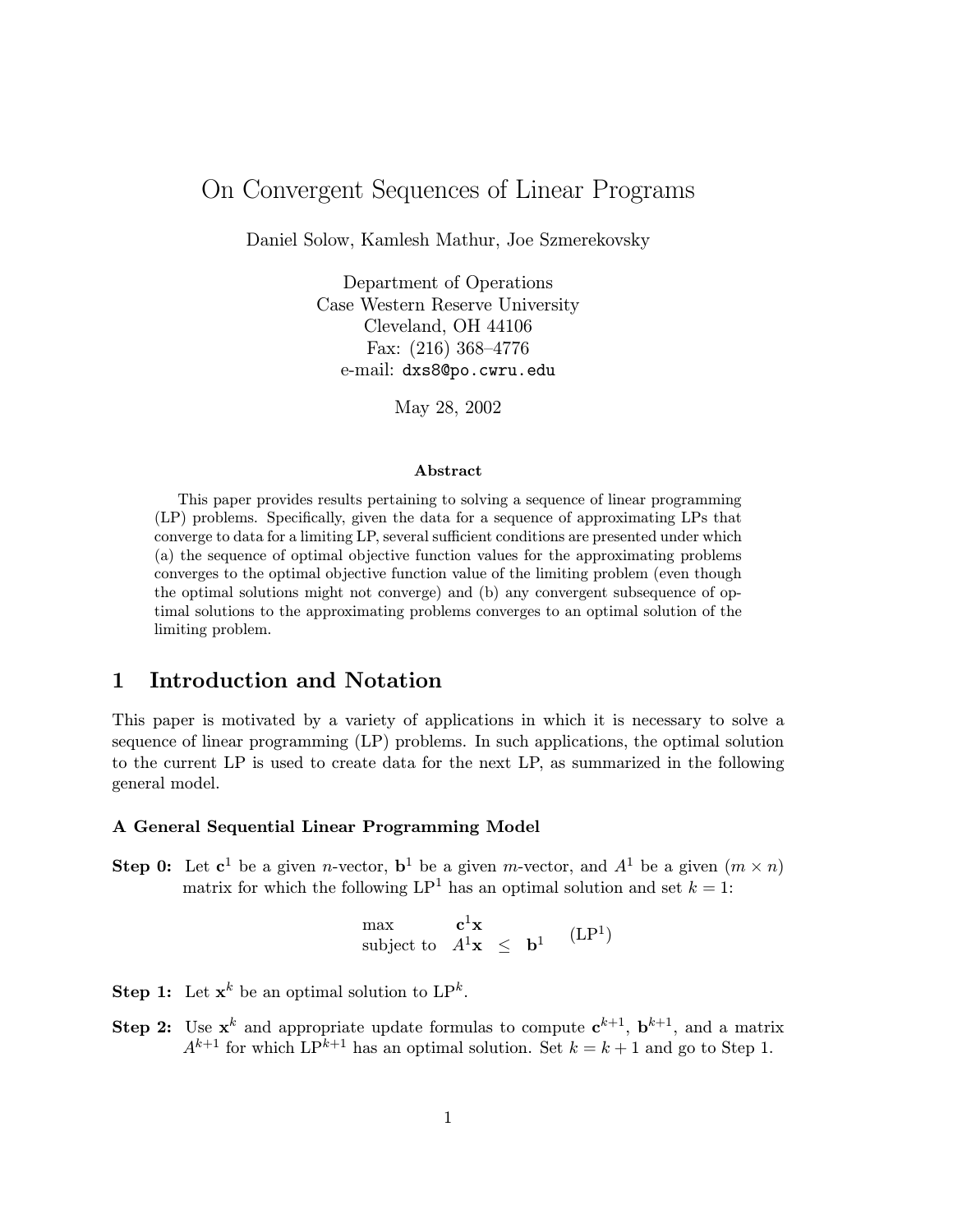# On Convergent Sequences of Linear Programs

Daniel Solow, Kamlesh Mathur, Joe Szmerekovsky

Department of Operations
Case Western Reserve University
Cleveland, OH 44106
Fax: (216) 368–4776
e-mail: dxs8@po.cwru.edu

May 28, 2002

**Abstract**

This paper provides results pertaining to solving a sequence of linear programming (LP) problems. Specifically, given the data for a sequence of approximating LPs that converge to data for a limiting LP, several sufficient conditions are presented under which (a) the sequence of optimal objective function values for the approximating problems converges to the optimal objective function value of the limiting problem (even though the optimal solutions might not converge) and (b) any convergent subsequence of optimal solutions to the approximating problems converges to an optimal solution of the limiting problem.

## 1 Introduction and Notation

This paper is motivated by a variety of applications in which it is necessary to solve a sequence of linear programming (LP) problems. In such applications, the optimal solution to the current LP is used to create data for the next LP, as summarized in the following general model.

### A General Sequential Linear Programming Model

**Step 0:** Let $\mathbf{c}^1$ be a given $n$-vector, $\mathbf{b}^1$ be a given $m$-vector, and $A^1$ be a given $(m \times n)$ matrix for which the following LP$^1$ has an optimal solution and set $k = 1$:

$$\begin{array}{lrcl} \max & \mathbf{c}^1\mathbf{x} & & \\ \text{subject to} & A^1\mathbf{x} & \leq & \mathbf{b}^1 \end{array} \qquad (\text{LP}^1)$$

**Step 1:** Let $\mathbf{x}^k$ be an optimal solution to LP$^k$.

**Step 2:** Use $\mathbf{x}^k$ and appropriate update formulas to compute $\mathbf{c}^{k+1}$, $\mathbf{b}^{k+1}$, and a matrix $A^{k+1}$ for which LP$^{k+1}$ has an optimal solution. Set $k = k + 1$ and go to Step 1.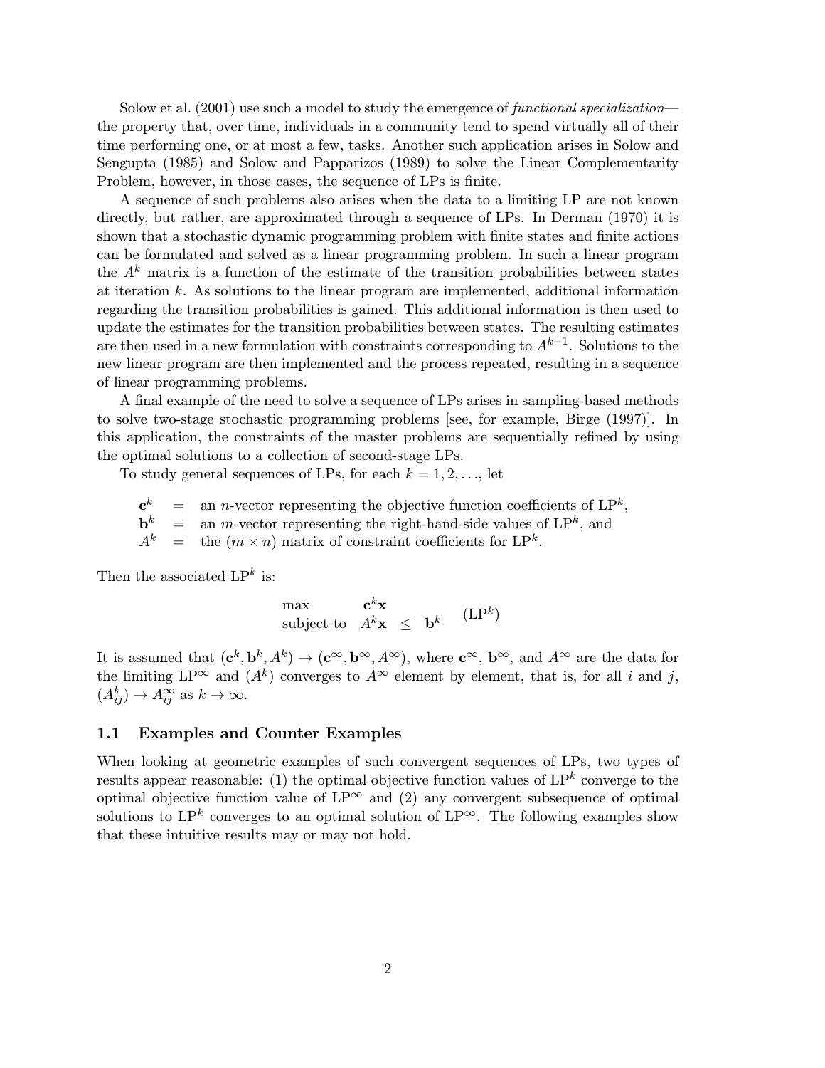Solow et al. (2001) use such a model to study the emergence of *functional specialization*—the property that, over time, individuals in a community tend to spend virtually all of their time performing one, or at most a few, tasks. Another such application arises in Solow and Sengupta (1985) and Solow and Papparizos (1989) to solve the Linear Complementarity Problem, however, in those cases, the sequence of LPs is finite.

A sequence of such problems also arises when the data to a limiting LP are not known directly, but rather, are approximated through a sequence of LPs. In Derman (1970) it is shown that a stochastic dynamic programming problem with finite states and finite actions can be formulated and solved as a linear programming problem. In such a linear program the $A^k$ matrix is a function of the estimate of the transition probabilities between states at iteration $k$. As solutions to the linear program are implemented, additional information regarding the transition probabilities is gained. This additional information is then used to update the estimates for the transition probabilities between states. The resulting estimates are then used in a new formulation with constraints corresponding to $A^{k+1}$. Solutions to the new linear program are then implemented and the process repeated, resulting in a sequence of linear programming problems.

A final example of the need to solve a sequence of LPs arises in sampling-based methods to solve two-stage stochastic programming problems [see, for example, Birge (1997)]. In this application, the constraints of the master problems are sequentially refined by using the optimal solutions to a collection of second-stage LPs.

To study general sequences of LPs, for each $k = 1, 2, \ldots$, let

$$
\begin{aligned}
\mathbf{c}^k &= \text{an } n\text{-vector representing the objective function coefficients of LP}^k, \\
\mathbf{b}^k &= \text{an } m\text{-vector representing the right-hand-side values of LP}^k, \text{ and} \\
A^k &= \text{the } (m \times n) \text{ matrix of constraint coefficients for LP}^k.
\end{aligned}
$$

Then the associated $\text{LP}^k$ is:

$$
\begin{array}{lrcl}
\max & \mathbf{c}^k\mathbf{x} & & \\
\text{subject to} & A^k\mathbf{x} & \leq & \mathbf{b}^k
\end{array}
\qquad (\text{LP}^k)
$$

It is assumed that $(\mathbf{c}^k, \mathbf{b}^k, A^k) \to (\mathbf{c}^\infty, \mathbf{b}^\infty, A^\infty)$, where $\mathbf{c}^\infty$, $\mathbf{b}^\infty$, and $A^\infty$ are the data for the limiting $\text{LP}^\infty$ and $(A^k)$ converges to $A^\infty$ element by element, that is, for all $i$ and $j$, $(A^k_{ij}) \to A^\infty_{ij}$ as $k \to \infty$.

### 1.1 Examples and Counter Examples

When looking at geometric examples of such convergent sequences of LPs, two types of results appear reasonable: (1) the optimal objective function values of $\text{LP}^k$ converge to the optimal objective function value of $\text{LP}^\infty$ and (2) any convergent subsequence of optimal solutions to $\text{LP}^k$ converges to an optimal solution of $\text{LP}^\infty$. The following examples show that these intuitive results may or may not hold.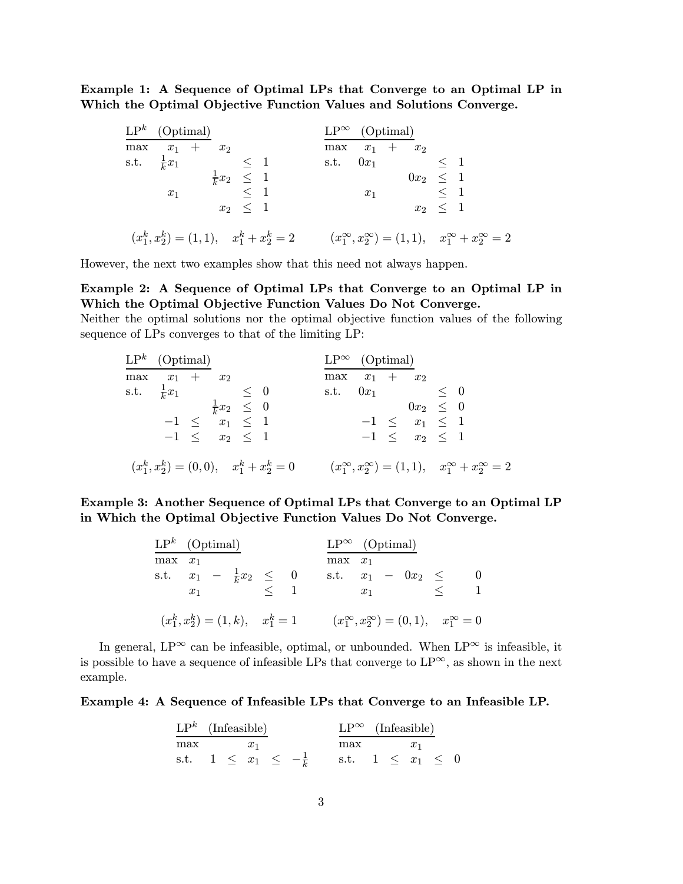**Example 1: A Sequence of Optimal LPs that Converge to an Optimal LP in Which the Optimal Objective Function Values and Solutions Converge.**

$$
\begin{array}{llll}
\underline{\text{LP}^k \quad \text{(Optimal)}} & & \underline{\text{LP}^\infty \quad \text{(Optimal)}} & \\
\max \quad x_1 + x_2 & & \max \quad x_1 + x_2 & \\
\text{s.t.} \quad \frac{1}{k}x_1 \le 1 & & \text{s.t.} \quad 0x_1 \le 1 & \\
\qquad \frac{1}{k}x_2 \le 1 & & \qquad 0x_2 \le 1 & \\
\qquad x_1 \le 1 & & \qquad x_1 \le 1 & \\
\qquad x_2 \le 1 & & \qquad x_2 \le 1 & \\
(x_1^k, x_2^k) = (1,1), \quad x_1^k + x_2^k = 2 & & (x_1^\infty, x_2^\infty) = (1,1), \quad x_1^\infty + x_2^\infty = 2 &
\end{array}
$$

However, the next two examples show that this need not always happen.

**Example 2: A Sequence of Optimal LPs that Converge to an Optimal LP in Which the Optimal Objective Function Values Do Not Converge.**

Neither the optimal solutions nor the optimal objective function values of the following sequence of LPs converges to that of the limiting LP:

$$
\begin{array}{llll}
\underline{\text{LP}^k \quad \text{(Optimal)}} & & \underline{\text{LP}^\infty \quad \text{(Optimal)}} & \\
\max \quad x_1 + x_2 & & \max \quad x_1 + x_2 & \\
\text{s.t.} \quad \frac{1}{k}x_1 \le 0 & & \text{s.t.} \quad 0x_1 \le 0 & \\
\qquad \frac{1}{k}x_2 \le 0 & & \qquad 0x_2 \le 0 & \\
\qquad -1 \le x_1 \le 1 & & \qquad -1 \le x_1 \le 1 & \\
\qquad -1 \le x_2 \le 1 & & \qquad -1 \le x_2 \le 1 & \\
(x_1^k, x_2^k) = (0,0), \quad x_1^k + x_2^k = 0 & & (x_1^\infty, x_2^\infty) = (1,1), \quad x_1^\infty + x_2^\infty = 2 &
\end{array}
$$

**Example 3: Another Sequence of Optimal LPs that Converge to an Optimal LP in Which the Optimal Objective Function Values Do Not Converge.**

$$
\begin{array}{llll}
\underline{\text{LP}^k \quad \text{(Optimal)}} & & \underline{\text{LP}^\infty \quad \text{(Optimal)}} & \\
\max \quad x_1 & & \max \quad x_1 & \\
\text{s.t.} \quad x_1 - \frac{1}{k}x_2 \le 0 & & \text{s.t.} \quad x_1 - 0x_2 \le 0 & \\
\qquad x_1 \le 1 & & \qquad x_1 \le 1 & \\
(x_1^k, x_2^k) = (1,k), \quad x_1^k = 1 & & (x_1^\infty, x_2^\infty) = (0,1), \quad x_1^\infty = 0 &
\end{array}
$$

In general, $\text{LP}^\infty$ can be infeasible, optimal, or unbounded. When $\text{LP}^\infty$ is infeasible, it is possible to have a sequence of infeasible LPs that converge to $\text{LP}^\infty$, as shown in the next example.

**Example 4: A Sequence of Infeasible LPs that Converge to an Infeasible LP.**

$$
\begin{array}{llll}
\underline{\text{LP}^k \quad \text{(Infeasible)}} & & \underline{\text{LP}^\infty \quad \text{(Infeasible)}} & \\
\max \quad x_1 & & \max \quad x_1 & \\
\text{s.t.} \quad 1 \le x_1 \le -\frac{1}{k} & & \text{s.t.} \quad 1 \le x_1 \le 0 &
\end{array}
$$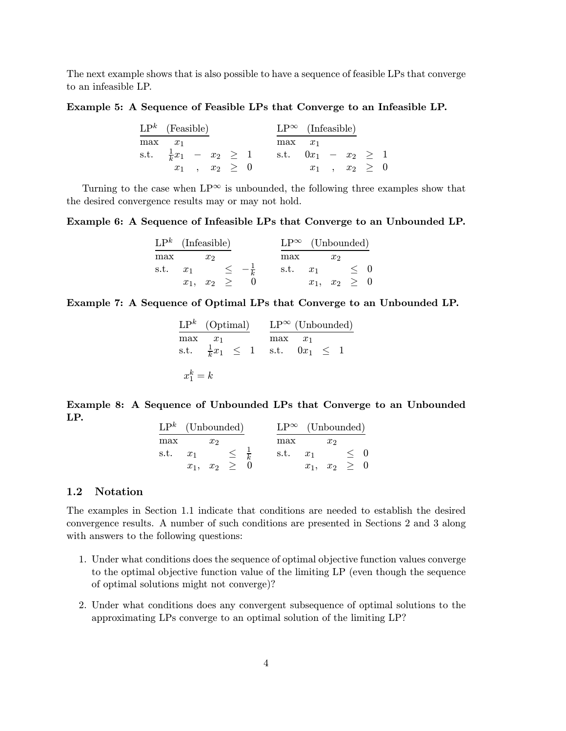The next example shows that is also possible to have a sequence of feasible LPs that converge to an infeasible LP.

**Example 5: A Sequence of Feasible LPs that Converge to an Infeasible LP.**

$$
\begin{array}{llllll}
\underline{\text{LP}^k \quad \text{(Feasible)}} & & & & & \\
\max & x_1 & & & & \\
\text{s.t.} & \frac{1}{k}x_1 & - & x_2 & \geq & 1 \\
 & x_1 & , & x_2 & \geq & 0
\end{array}
\qquad
\begin{array}{llllll}
\underline{\text{LP}^\infty \quad \text{(Infeasible)}} & & & & & \\
\max & x_1 & & & & \\
\text{s.t.} & 0x_1 & - & x_2 & \geq & 1 \\
 & x_1 & , & x_2 & \geq & 0
\end{array}
$$

Turning to the case when $\text{LP}^\infty$ is unbounded, the following three examples show that the desired convergence results may or may not hold.

**Example 6: A Sequence of Infeasible LPs that Converge to an Unbounded LP.**

$$
\begin{array}{lllll}
\underline{\text{LP}^k \quad \text{(Infeasible)}} & & & & \\
\max & & x_2 & & \\
\text{s.t.} & x_1 & & \leq & -\frac{1}{k} \\
 & x_1, & x_2 & \geq & 0
\end{array}
\qquad
\begin{array}{lllll}
\underline{\text{LP}^\infty \quad \text{(Unbounded)}} & & & & \\
\max & & x_2 & & \\
\text{s.t.} & x_1 & & \leq & 0 \\
 & x_1, & x_2 & \geq & 0
\end{array}
$$

**Example 7: A Sequence of Optimal LPs that Converge to an Unbounded LP.**

$$
\begin{array}{llll}
\underline{\text{LP}^k \quad \text{(Optimal)}} & & & \\
\max & x_1 & & \\
\text{s.t.} & \frac{1}{k}x_1 & \leq & 1
\end{array}
\qquad
\begin{array}{llll}
\underline{\text{LP}^\infty \ \text{(Unbounded)}} & & & \\
\max & x_1 & & \\
\text{s.t.} & 0x_1 & \leq & 1
\end{array}
$$

$$x_1^k = k$$

**Example 8: A Sequence of Unbounded LPs that Converge to an Unbounded LP.**

$$
\begin{array}{lllll}
\underline{\text{LP}^k \quad \text{(Unbounded)}} & & & & \\
\max & & x_2 & & \\
\text{s.t.} & x_1 & & \leq & \frac{1}{k} \\
 & x_1, & x_2 & \geq & 0
\end{array}
\qquad
\begin{array}{lllll}
\underline{\text{LP}^\infty \quad \text{(Unbounded)}} & & & & \\
\max & & x_2 & & \\
\text{s.t.} & x_1 & & \leq & 0 \\
 & x_1, & x_2 & \geq & 0
\end{array}
$$

## 1.2 Notation

The examples in Section 1.1 indicate that conditions are needed to establish the desired convergence results. A number of such conditions are presented in Sections 2 and 3 along with answers to the following questions:

1. Under what conditions does the sequence of optimal objective function values converge to the optimal objective function value of the limiting LP (even though the sequence of optimal solutions might not converge)?
2. Under what conditions does any convergent subsequence of optimal solutions to the approximating LPs converge to an optimal solution of the limiting LP?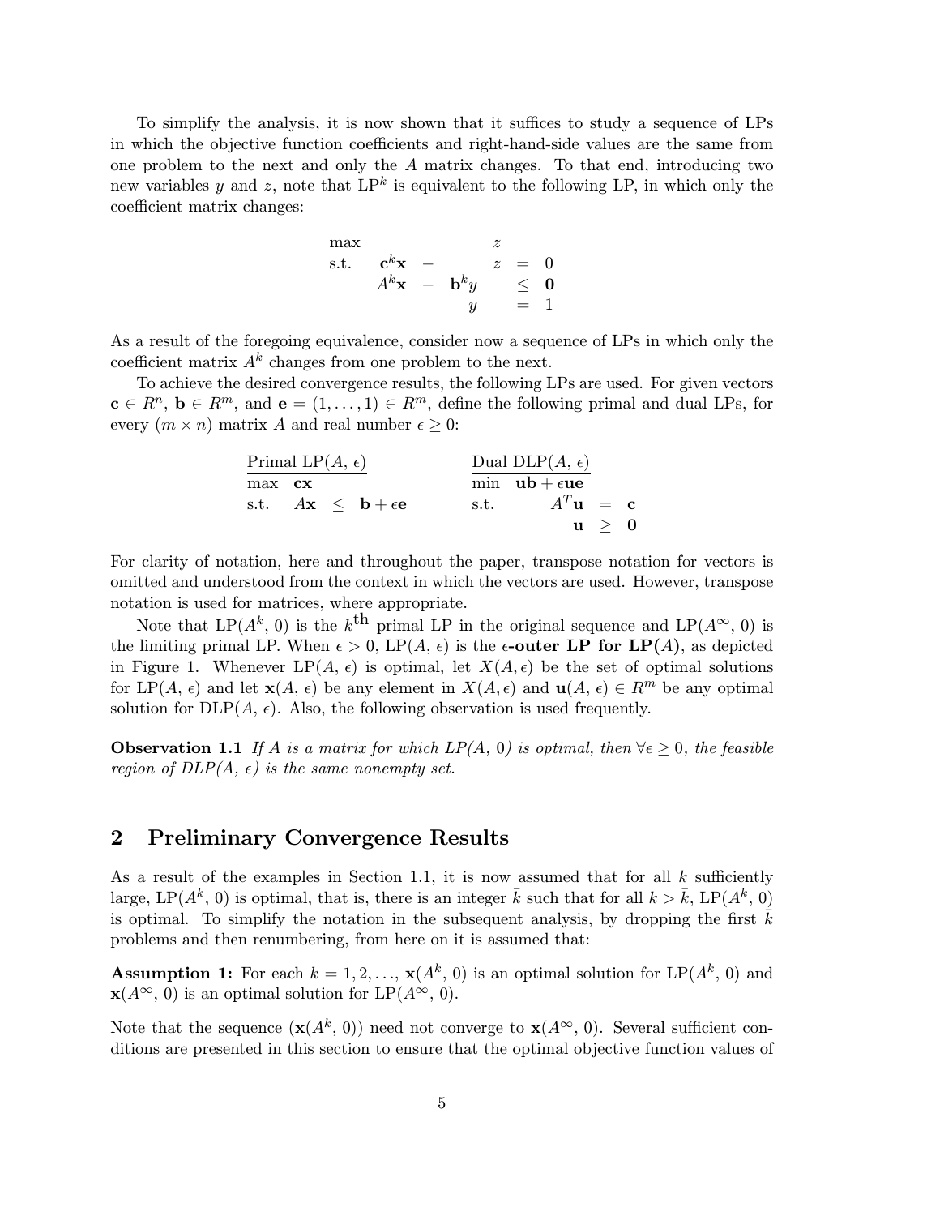To simplify the analysis, it is now shown that it suffices to study a sequence of LPs in which the objective function coefficients and right-hand-side values are the same from one problem to the next and only the $A$ matrix changes. To that end, introducing two new variables $y$ and $z$, note that LP$^k$ is equivalent to the following LP, in which only the coefficient matrix changes:

$$
\begin{array}{llllll}
\max & & & z & & \\
\text{s.t.} & \mathbf{c}^k\mathbf{x} & - & z & = & 0 \\
& A^k\mathbf{x} & - \;\mathbf{b}^k y & & \leq & \mathbf{0} \\
& & \quad\; y & & = & 1
\end{array}
$$

As a result of the foregoing equivalence, consider now a sequence of LPs in which only the coefficient matrix $A^k$ changes from one problem to the next.

To achieve the desired convergence results, the following LPs are used. For given vectors $\mathbf{c} \in R^n$, $\mathbf{b} \in R^m$, and $\mathbf{e} = (1, \ldots, 1) \in R^m$, define the following primal and dual LPs, for every $(m \times n)$ matrix $A$ and real number $\epsilon \geq 0$:

$$
\begin{array}{lll}
\underline{\text{Primal LP}(A,\, \epsilon)} & \qquad & \underline{\text{Dual DLP}(A,\, \epsilon)} \\
\max \;\; \mathbf{cx} & & \min \;\; \mathbf{ub} + \epsilon\mathbf{ue} \\
\text{s.t.} \quad A\mathbf{x} \;\leq\; \mathbf{b} + \epsilon\mathbf{e} & & \text{s.t.} \qquad A^T\mathbf{u} \;=\; \mathbf{c} \\
& & \qquad\qquad\;\; \mathbf{u} \;\geq\; \mathbf{0}
\end{array}
$$

For clarity of notation, here and throughout the paper, transpose notation for vectors is omitted and understood from the context in which the vectors are used. However, transpose notation is used for matrices, where appropriate.

Note that LP($A^k$, 0) is the $k^{\text{th}}$ primal LP in the original sequence and LP($A^\infty$, 0) is the limiting primal LP. When $\epsilon > 0$, LP($A$, $\epsilon$) is the **$\epsilon$-outer LP for LP($A$)**, as depicted in Figure 1. Whenever LP($A$, $\epsilon$) is optimal, let $X(A, \epsilon)$ be the set of optimal solutions for LP($A$, $\epsilon$) and let $\mathbf{x}(A,\, \epsilon)$ be any element in $X(A, \epsilon)$ and $\mathbf{u}(A,\, \epsilon) \in R^m$ be any optimal solution for DLP($A$, $\epsilon$). Also, the following observation is used frequently.

**Observation 1.1** *If $A$ is a matrix for which LP($A$, 0) is optimal, then $\forall \epsilon \geq 0$, the feasible region of DLP($A$, $\epsilon$) is the same nonempty set.*

## 2 Preliminary Convergence Results

As a result of the examples in Section 1.1, it is now assumed that for all $k$ sufficiently large, LP($A^k$, 0) is optimal, that is, there is an integer $\bar{k}$ such that for all $k > \bar{k}$, LP($A^k$, 0) is optimal. To simplify the notation in the subsequent analysis, by dropping the first $\bar{k}$ problems and then renumbering, from here on it is assumed that:

**Assumption 1:** For each $k = 1, 2, \ldots$, $\mathbf{x}(A^k,\, 0)$ is an optimal solution for LP($A^k$, 0) and $\mathbf{x}(A^\infty,\, 0)$ is an optimal solution for LP($A^\infty$, 0).

Note that the sequence $(\mathbf{x}(A^k,\, 0))$ need not converge to $\mathbf{x}(A^\infty,\, 0)$. Several sufficient conditions are presented in this section to ensure that the optimal objective function values of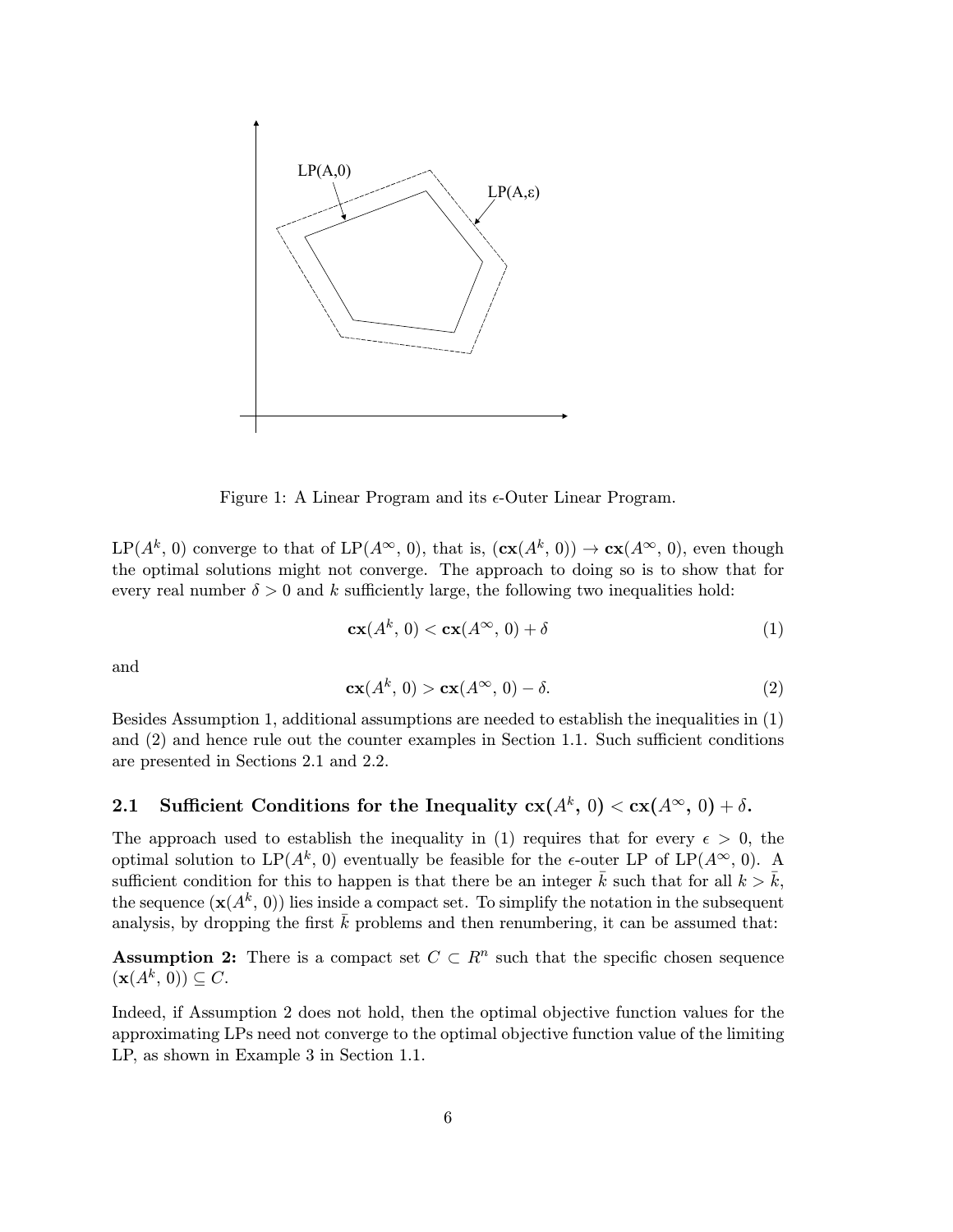Figure 1: A Linear Program and its $\epsilon$-Outer Linear Program.

LP($A^k$, 0) converge to that of LP($A^\infty$, 0), that is, $(\mathbf{cx}(A^k,\,0)) \to \mathbf{cx}(A^\infty,\,0)$, even though the optimal solutions might not converge. The approach to doing so is to show that for every real number $\delta > 0$ and $k$ sufficiently large, the following two inequalities hold:

$$\mathbf{cx}(A^k,\,0) < \mathbf{cx}(A^\infty,\,0) + \delta \tag{1}$$

and

$$\mathbf{cx}(A^k,\,0) > \mathbf{cx}(A^\infty,\,0) - \delta. \tag{2}$$

Besides Assumption 1, additional assumptions are needed to establish the inequalities in (1) and (2) and hence rule out the counter examples in Section 1.1. Such sufficient conditions are presented in Sections 2.1 and 2.2.

## 2.1 Sufficient Conditions for the Inequality $\mathbf{cx}(A^k,\,0) < \mathbf{cx}(A^\infty,\,0) + \delta$.

The approach used to establish the inequality in (1) requires that for every $\epsilon > 0$, the optimal solution to LP($A^k$, 0) eventually be feasible for the $\epsilon$-outer LP of LP($A^\infty$, 0). A sufficient condition for this to happen is that there be an integer $\bar{k}$ such that for all $k > \bar{k}$, the sequence $(\mathbf{x}(A^k,\,0))$ lies inside a compact set. To simplify the notation in the subsequent analysis, by dropping the first $\bar{k}$ problems and then renumbering, it can be assumed that:

**Assumption 2:** There is a compact set $C \subset R^n$ such that the specific chosen sequence $(\mathbf{x}(A^k,\,0)) \subseteq C$.

Indeed, if Assumption 2 does not hold, then the optimal objective function values for the approximating LPs need not converge to the optimal objective function value of the limiting LP, as shown in Example 3 in Section 1.1.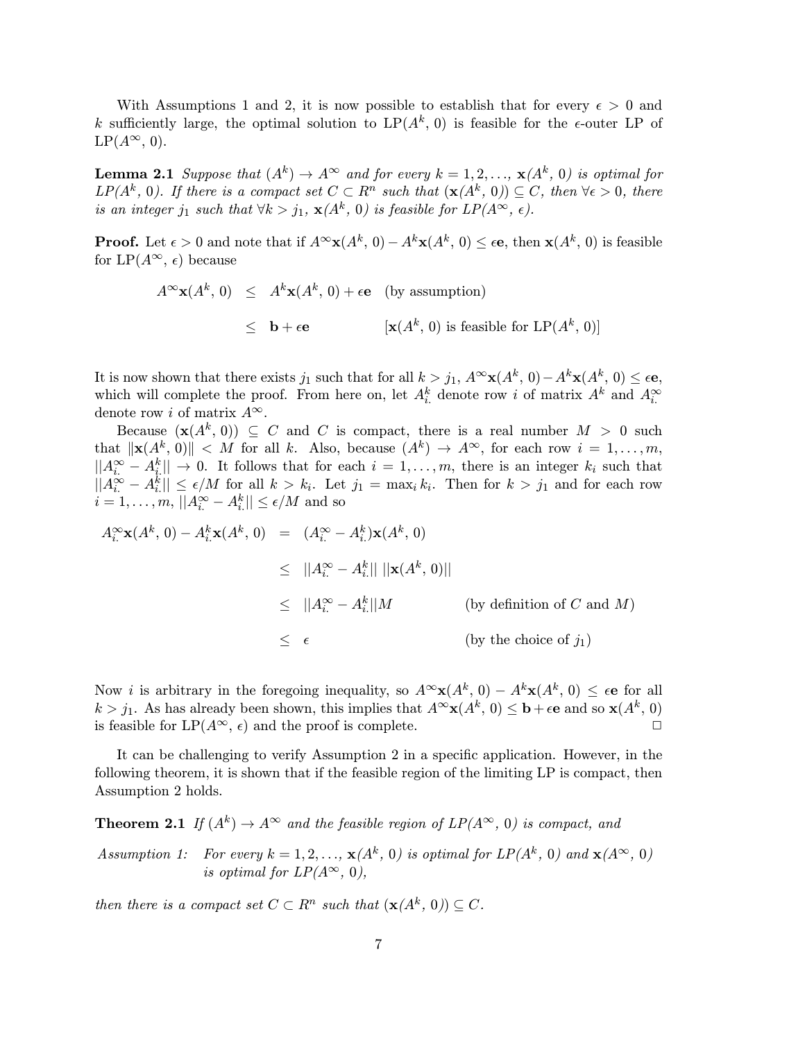With Assumptions 1 and 2, it is now possible to establish that for every $\epsilon > 0$ and $k$ sufficiently large, the optimal solution to LP($A^k$, 0) is feasible for the $\epsilon$-outer LP of LP($A^\infty$, 0).

**Lemma 2.1** *Suppose that* $(A^k) \to A^\infty$ *and for every* $k = 1, 2, \ldots$, $\mathbf{x}(A^k, 0)$ *is optimal for LP(*$A^k$*, 0). If there is a compact set* $C \subset R^n$ *such that* $(\mathbf{x}(A^k, 0)) \subseteq C$*, then* $\forall \epsilon > 0$*, there is an integer* $j_1$ *such that* $\forall k > j_1$*,* $\mathbf{x}(A^k, 0)$ *is feasible for LP(*$A^\infty$*,* $\epsilon$*).*

**Proof.** Let $\epsilon > 0$ and note that if $A^\infty \mathbf{x}(A^k, 0) - A^k \mathbf{x}(A^k, 0) \leq \epsilon \mathbf{e}$, then $\mathbf{x}(A^k, 0)$ is feasible for LP($A^\infty$, $\epsilon$) because

$$
\begin{aligned}
A^\infty \mathbf{x}(A^k, 0) &\leq A^k \mathbf{x}(A^k, 0) + \epsilon \mathbf{e} \quad \text{(by assumption)} \\
&\leq \mathbf{b} + \epsilon \mathbf{e} \quad [\mathbf{x}(A^k, 0) \text{ is feasible for LP}(A^k, 0)]
\end{aligned}
$$

It is now shown that there exists $j_1$ such that for all $k > j_1$, $A^\infty \mathbf{x}(A^k, 0) - A^k \mathbf{x}(A^k, 0) \leq \epsilon \mathbf{e}$, which will complete the proof. From here on, let $A^k_{i.}$ denote row $i$ of matrix $A^k$ and $A^\infty_{i.}$ denote row $i$ of matrix $A^\infty$.

Because $(\mathbf{x}(A^k, 0)) \subseteq C$ and $C$ is compact, there is a real number $M > 0$ such that $\|\mathbf{x}(A^k, 0)\| < M$ for all $k$. Also, because $(A^k) \to A^\infty$, for each row $i = 1, \ldots, m$, $\|A^\infty_{i.} - A^k_{i.}\| \to 0$. It follows that for each $i = 1, \ldots, m$, there is an integer $k_i$ such that $\|A^\infty_{i.} - A^k_{i.}\| \leq \epsilon/M$ for all $k > k_i$. Let $j_1 = \max_i k_i$. Then for $k > j_1$ and for each row $i = 1, \ldots, m$, $\|A^\infty_{i.} - A^k_{i.}\| \leq \epsilon/M$ and so

$$
\begin{aligned}
A^\infty_{i.} \mathbf{x}(A^k, 0) - A^k_{i.} \mathbf{x}(A^k, 0) &= (A^\infty_{i.} - A^k_{i.}) \mathbf{x}(A^k, 0) \\
&\leq \|A^\infty_{i.} - A^k_{i.}\| \, \|\mathbf{x}(A^k, 0)\| \\
&\leq \|A^\infty_{i.} - A^k_{i.}\| M \quad \text{(by definition of } C \text{ and } M) \\
&\leq \epsilon \quad \text{(by the choice of } j_1)
\end{aligned}
$$

Now $i$ is arbitrary in the foregoing inequality, so $A^\infty \mathbf{x}(A^k, 0) - A^k \mathbf{x}(A^k, 0) \leq \epsilon \mathbf{e}$ for all $k > j_1$. As has already been shown, this implies that $A^\infty \mathbf{x}(A^k, 0) \leq \mathbf{b} + \epsilon \mathbf{e}$ and so $\mathbf{x}(A^k, 0)$ is feasible for LP($A^\infty$, $\epsilon$) and the proof is complete. □

It can be challenging to verify Assumption 2 in a specific application. However, in the following theorem, it is shown that if the feasible region of the limiting LP is compact, then Assumption 2 holds.

**Theorem 2.1** *If* $(A^k) \to A^\infty$ *and the feasible region of LP(*$A^\infty$*, 0) is compact, and*

*Assumption 1:* *For every* $k = 1, 2, \ldots$, $\mathbf{x}(A^k, 0)$ *is optimal for LP(*$A^k$*, 0) and* $\mathbf{x}(A^\infty, 0)$ *is optimal for LP(*$A^\infty$*, 0),*

*then there is a compact set* $C \subset R^n$ *such that* $(\mathbf{x}(A^k, 0)) \subseteq C$*.*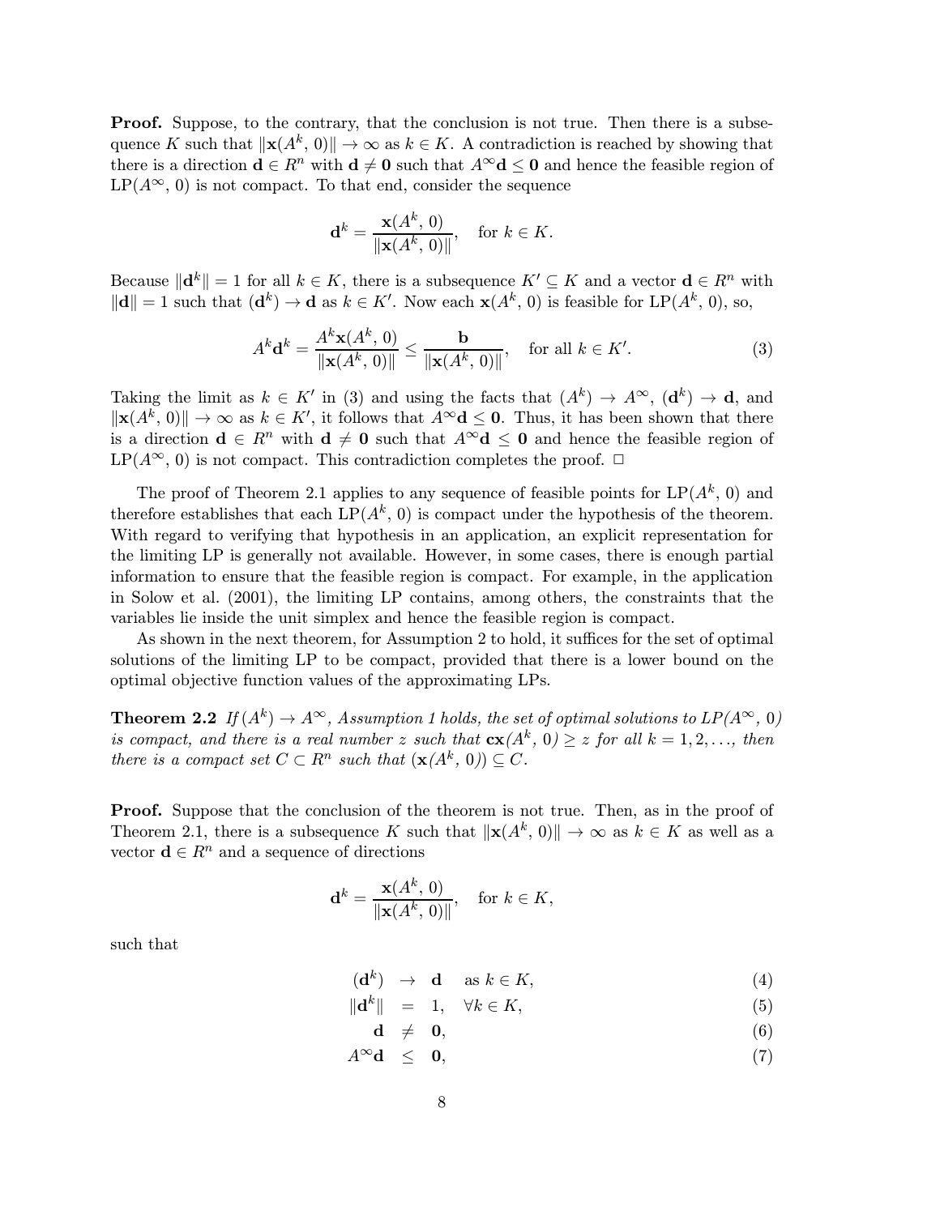**Proof.** Suppose, to the contrary, that the conclusion is not true. Then there is a subsequence $K$ such that $\|\mathbf{x}(A^k, 0)\| \to \infty$ as $k \in K$. A contradiction is reached by showing that there is a direction $\mathbf{d} \in R^n$ with $\mathbf{d} \neq \mathbf{0}$ such that $A^\infty \mathbf{d} \leq \mathbf{0}$ and hence the feasible region of LP$(A^\infty, 0)$ is not compact. To that end, consider the sequence

$$\mathbf{d}^k = \frac{\mathbf{x}(A^k, 0)}{\|\mathbf{x}(A^k, 0)\|}, \quad \text{for } k \in K.$$

Because $\|\mathbf{d}^k\| = 1$ for all $k \in K$, there is a subsequence $K' \subseteq K$ and a vector $\mathbf{d} \in R^n$ with $\|\mathbf{d}\| = 1$ such that $(\mathbf{d}^k) \to \mathbf{d}$ as $k \in K'$. Now each $\mathbf{x}(A^k, 0)$ is feasible for LP$(A^k, 0)$, so,

$$A^k \mathbf{d}^k = \frac{A^k \mathbf{x}(A^k, 0)}{\|\mathbf{x}(A^k, 0)\|} \leq \frac{\mathbf{b}}{\|\mathbf{x}(A^k, 0)\|}, \quad \text{for all } k \in K'. \tag{3}$$

Taking the limit as $k \in K'$ in (3) and using the facts that $(A^k) \to A^\infty$, $(\mathbf{d}^k) \to \mathbf{d}$, and $\|\mathbf{x}(A^k, 0)\| \to \infty$ as $k \in K'$, it follows that $A^\infty \mathbf{d} \leq \mathbf{0}$. Thus, it has been shown that there is a direction $\mathbf{d} \in R^n$ with $\mathbf{d} \neq \mathbf{0}$ such that $A^\infty \mathbf{d} \leq \mathbf{0}$ and hence the feasible region of LP$(A^\infty, 0)$ is not compact. This contradiction completes the proof. $\square$

The proof of Theorem 2.1 applies to any sequence of feasible points for LP$(A^k, 0)$ and therefore establishes that each LP$(A^k, 0)$ is compact under the hypothesis of the theorem. With regard to verifying that hypothesis in an application, an explicit representation for the limiting LP is generally not available. However, in some cases, there is enough partial information to ensure that the feasible region is compact. For example, in the application in Solow et al. (2001), the limiting LP contains, among others, the constraints that the variables lie inside the unit simplex and hence the feasible region is compact.

As shown in the next theorem, for Assumption 2 to hold, it suffices for the set of optimal solutions of the limiting LP to be compact, provided that there is a lower bound on the optimal objective function values of the approximating LPs.

**Theorem 2.2** *If $(A^k) \to A^\infty$, Assumption 1 holds, the set of optimal solutions to LP$(A^\infty, 0)$ is compact, and there is a real number $z$ such that $\mathbf{c}\mathbf{x}(A^k, 0) \geq z$ for all $k = 1, 2, \ldots$, then there is a compact set $C \subset R^n$ such that $(\mathbf{x}(A^k, 0)) \subseteq C$.*

**Proof.** Suppose that the conclusion of the theorem is not true. Then, as in the proof of Theorem 2.1, there is a subsequence $K$ such that $\|\mathbf{x}(A^k, 0)\| \to \infty$ as $k \in K$ as well as a vector $\mathbf{d} \in R^n$ and a sequence of directions

$$\mathbf{d}^k = \frac{\mathbf{x}(A^k, 0)}{\|\mathbf{x}(A^k, 0)\|}, \quad \text{for } k \in K,$$

such that

$$(\mathbf{d}^k) \to \mathbf{d} \quad \text{as } k \in K, \tag{4}$$

$$\|\mathbf{d}^k\| = 1, \quad \forall k \in K, \tag{5}$$

$$\mathbf{d} \neq \mathbf{0}, \tag{6}$$

$$A^\infty \mathbf{d} \leq \mathbf{0}, \tag{7}$$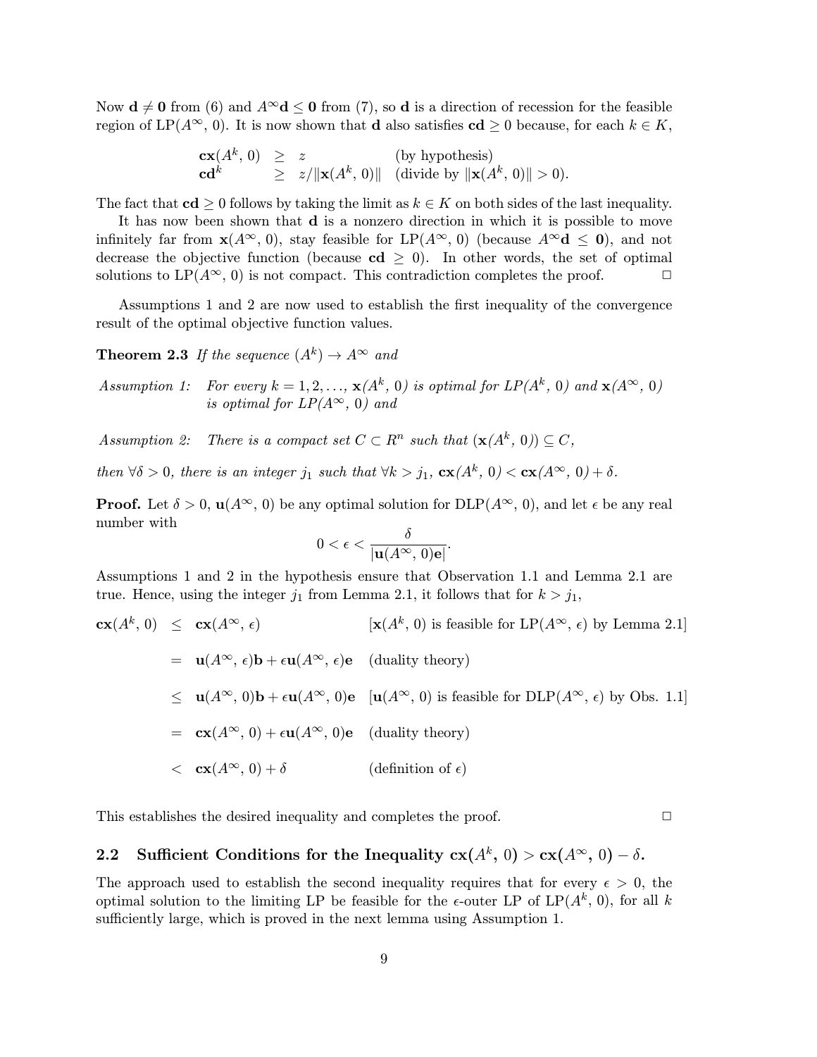Now $\mathbf{d} \neq \mathbf{0}$ from (6) and $A^\infty \mathbf{d} \leq \mathbf{0}$ from (7), so $\mathbf{d}$ is a direction of recession for the feasible region of LP($A^\infty$, 0). It is now shown that $\mathbf{d}$ also satisfies $\mathbf{cd} \geq 0$ because, for each $k \in K$,

$$
\begin{array}{lll}
\mathbf{cx}(A^k,\, 0) & \geq \; z & \text{(by hypothesis)} \\
\mathbf{cd}^k & \geq \; z/\|\mathbf{x}(A^k,\, 0)\| & \text{(divide by } \|\mathbf{x}(A^k,\, 0)\| > 0).
\end{array}
$$

The fact that $\mathbf{cd} \geq 0$ follows by taking the limit as $k \in K$ on both sides of the last inequality.

It has now been shown that $\mathbf{d}$ is a nonzero direction in which it is possible to move infinitely far from $\mathbf{x}(A^\infty,\, 0)$, stay feasible for LP($A^\infty$, 0) (because $A^\infty \mathbf{d} \leq \mathbf{0}$), and not decrease the objective function (because $\mathbf{cd} \geq 0$). In other words, the set of optimal solutions to LP($A^\infty$, 0) is not compact. This contradiction completes the proof. □

Assumptions 1 and 2 are now used to establish the first inequality of the convergence result of the optimal objective function values.

**Theorem 2.3** *If the sequence* $(A^k) \to A^\infty$ *and*

*Assumption 1:* *For every* $k = 1, 2, \ldots$, $\mathbf{x}(A^k,\, 0)$ *is optimal for LP*($A^k$, 0) *and* $\mathbf{x}(A^\infty,\, 0)$ *is optimal for LP*($A^\infty$, 0) *and*

*Assumption 2:* *There is a compact set* $C \subset R^n$ *such that* $(\mathbf{x}(A^k,\, 0)) \subseteq C$,

*then* $\forall \delta > 0$, *there is an integer* $j_1$ *such that* $\forall k > j_1$, $\mathbf{cx}(A^k,\, 0) < \mathbf{cx}(A^\infty,\, 0) + \delta$.

**Proof.** Let $\delta > 0$, $\mathbf{u}(A^\infty,\, 0)$ be any optimal solution for DLP($A^\infty$, 0), and let $\epsilon$ be any real number with

$$0 < \epsilon < \frac{\delta}{|\mathbf{u}(A^\infty,\, 0)\mathbf{e}|}.$$

Assumptions 1 and 2 in the hypothesis ensure that Observation 1.1 and Lemma 2.1 are true. Hence, using the integer $j_1$ from Lemma 2.1, it follows that for $k > j_1$,

$$
\begin{array}{rlll}
\mathbf{cx}(A^k,\, 0) & \leq & \mathbf{cx}(A^\infty,\, \epsilon) & [\mathbf{x}(A^k,\, 0) \text{ is feasible for LP}(A^\infty,\, \epsilon) \text{ by Lemma 2.1}] \\
& = & \mathbf{u}(A^\infty,\, \epsilon)\mathbf{b} + \epsilon \mathbf{u}(A^\infty,\, \epsilon)\mathbf{e} & \text{(duality theory)} \\
& \leq & \mathbf{u}(A^\infty,\, 0)\mathbf{b} + \epsilon \mathbf{u}(A^\infty,\, 0)\mathbf{e} & [\mathbf{u}(A^\infty,\, 0) \text{ is feasible for DLP}(A^\infty,\, \epsilon) \text{ by Obs. 1.1}] \\
& = & \mathbf{cx}(A^\infty,\, 0) + \epsilon \mathbf{u}(A^\infty,\, 0)\mathbf{e} & \text{(duality theory)} \\
& < & \mathbf{cx}(A^\infty,\, 0) + \delta & \text{(definition of } \epsilon)
\end{array}
$$

This establishes the desired inequality and completes the proof. □

## 2.2 Sufficient Conditions for the Inequality $\mathbf{cx}(A^k,\, 0) > \mathbf{cx}(A^\infty,\, 0) - \delta$.

The approach used to establish the second inequality requires that for every $\epsilon > 0$, the optimal solution to the limiting LP be feasible for the $\epsilon$-outer LP of LP($A^k$, 0), for all $k$ sufficiently large, which is proved in the next lemma using Assumption 1.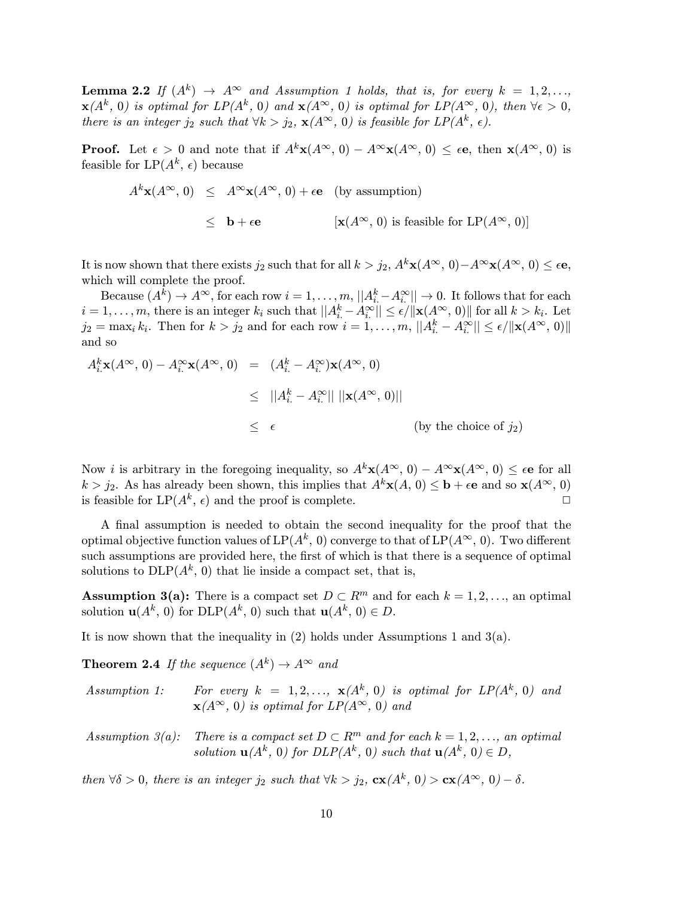**Lemma 2.2** *If $(A^k) \rightarrow A^\infty$ and Assumption 1 holds, that is, for every $k = 1, 2, \ldots$, $\mathbf{x}(A^k, 0)$ is optimal for LP($A^k$, 0) and $\mathbf{x}(A^\infty, 0)$ is optimal for LP($A^\infty$, 0), then $\forall \epsilon > 0$, there is an integer $j_2$ such that $\forall k > j_2$, $\mathbf{x}(A^\infty, 0)$ is feasible for LP($A^k$, $\epsilon$).*

**Proof.** Let $\epsilon > 0$ and note that if $A^k\mathbf{x}(A^\infty, 0) - A^\infty\mathbf{x}(A^\infty, 0) \leq \epsilon\mathbf{e}$, then $\mathbf{x}(A^\infty, 0)$ is feasible for LP($A^k$, $\epsilon$) because

$$
\begin{aligned}
A^k\mathbf{x}(A^\infty, 0) &\leq A^\infty\mathbf{x}(A^\infty, 0) + \epsilon\mathbf{e} \quad \text{(by assumption)} \\
&\leq \mathbf{b} + \epsilon\mathbf{e} \qquad\qquad [\mathbf{x}(A^\infty, 0) \text{ is feasible for LP}(A^\infty, 0)]
\end{aligned}
$$

It is now shown that there exists $j_2$ such that for all $k > j_2$, $A^k\mathbf{x}(A^\infty, 0) - A^\infty\mathbf{x}(A^\infty, 0) \leq \epsilon\mathbf{e}$, which will complete the proof.

Because $(A^k) \rightarrow A^\infty$, for each row $i = 1, \ldots, m$, $||A^k_{i.} - A^\infty_{i.}|| \rightarrow 0$. It follows that for each $i = 1, \ldots, m$, there is an integer $k_i$ such that $||A^k_{i.} - A^\infty_{i.}|| \leq \epsilon / \|\mathbf{x}(A^\infty, 0)\|$ for all $k > k_i$. Let $j_2 = \max_i k_i$. Then for $k > j_2$ and for each row $i = 1, \ldots, m$, $||A^k_{i.} - A^\infty_{i.}|| \leq \epsilon / \|\mathbf{x}(A^\infty, 0)\|$ and so

$$
\begin{aligned}
A^k_{i.}\mathbf{x}(A^\infty, 0) - A^\infty_{i.}\mathbf{x}(A^\infty, 0) &= (A^k_{i.} - A^\infty_{i.})\mathbf{x}(A^\infty, 0) \\
&\leq ||A^k_{i.} - A^\infty_{i.}|| \; ||\mathbf{x}(A^\infty, 0)|| \\
&\leq \epsilon \qquad\qquad\qquad \text{(by the choice of } j_2)
\end{aligned}
$$

Now $i$ is arbitrary in the foregoing inequality, so $A^k\mathbf{x}(A^\infty, 0) - A^\infty\mathbf{x}(A^\infty, 0) \leq \epsilon\mathbf{e}$ for all $k > j_2$. As has already been shown, this implies that $A^k\mathbf{x}(A, 0) \leq \mathbf{b} + \epsilon\mathbf{e}$ and so $\mathbf{x}(A^\infty, 0)$ is feasible for LP($A^k$, $\epsilon$) and the proof is complete. □

A final assumption is needed to obtain the second inequality for the proof that the optimal objective function values of LP($A^k$, 0) converge to that of LP($A^\infty$, 0). Two different such assumptions are provided here, the first of which is that there is a sequence of optimal solutions to DLP($A^k$, 0) that lie inside a compact set, that is,

**Assumption 3(a):** There is a compact set $D \subset R^m$ and for each $k = 1, 2, \ldots$, an optimal solution $\mathbf{u}(A^k, 0)$ for DLP($A^k$, 0) such that $\mathbf{u}(A^k, 0) \in D$.

It is now shown that the inequality in (2) holds under Assumptions 1 and 3(a).

**Theorem 2.4** *If the sequence $(A^k) \rightarrow A^\infty$ and*

*Assumption 1:* *For every $k = 1, 2, \ldots$, $\mathbf{x}(A^k, 0)$ is optimal for LP($A^k$, 0) and $\mathbf{x}(A^\infty, 0)$ is optimal for LP($A^\infty$, 0) and*

*Assumption 3(a):* *There is a compact set $D \subset R^m$ and for each $k = 1, 2, \ldots$, an optimal solution $\mathbf{u}(A^k, 0)$ for DLP($A^k$, 0) such that $\mathbf{u}(A^k, 0) \in D$,*

*then $\forall \delta > 0$, there is an integer $j_2$ such that $\forall k > j_2$, $\mathbf{cx}(A^k, 0) > \mathbf{cx}(A^\infty, 0) - \delta$.*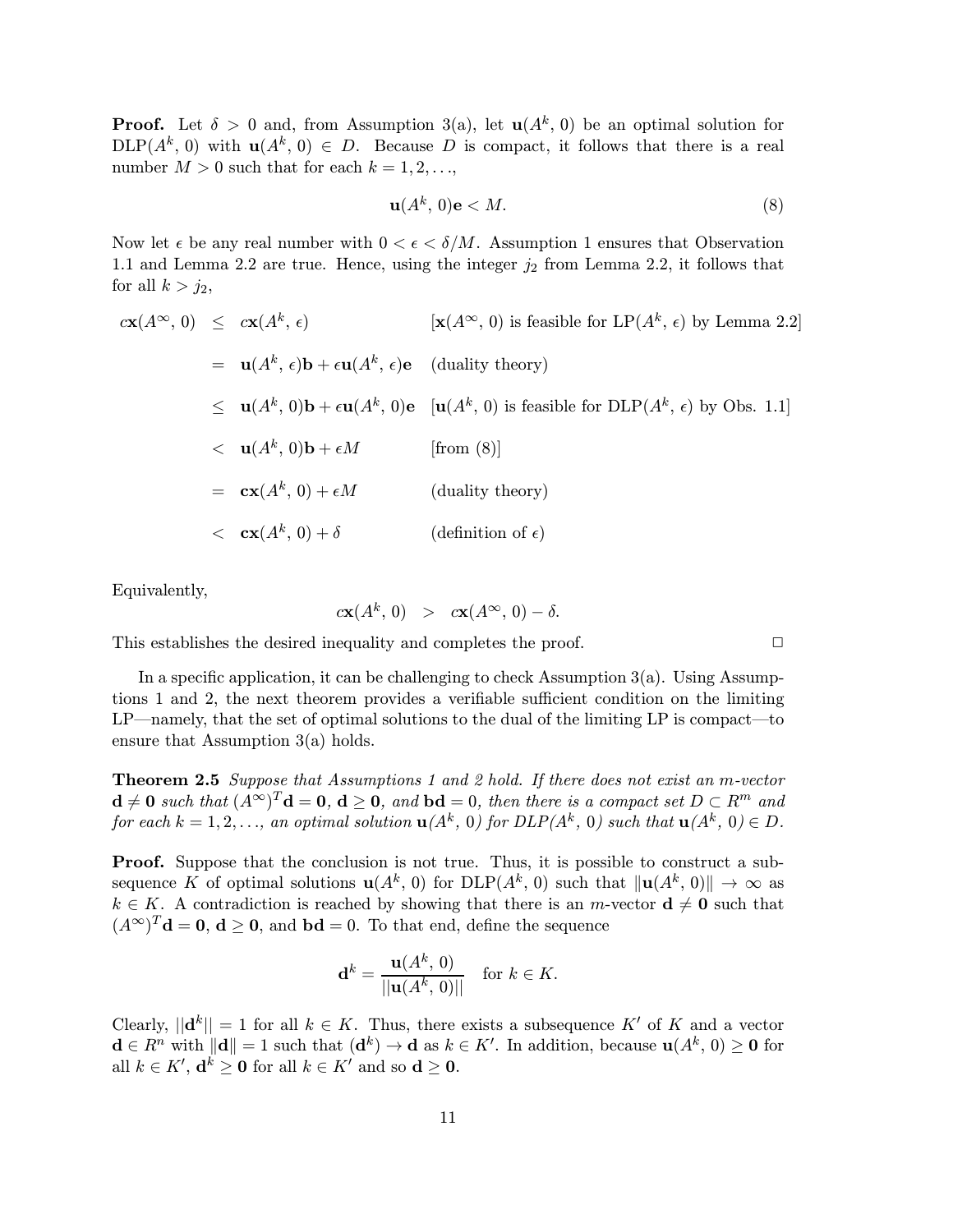**Proof.** Let $\delta > 0$ and, from Assumption 3(a), let $\mathbf{u}(A^k, 0)$ be an optimal solution for DLP($A^k$, 0) with $\mathbf{u}(A^k, 0) \in D$. Because $D$ is compact, it follows that there is a real number $M > 0$ such that for each $k = 1, 2, \ldots$,

$$\mathbf{u}(A^k, 0)\mathbf{e} < M. \tag{8}$$

Now let $\epsilon$ be any real number with $0 < \epsilon < \delta/M$. Assumption 1 ensures that Observation 1.1 and Lemma 2.2 are true. Hence, using the integer $j_2$ from Lemma 2.2, it follows that for all $k > j_2$,

$$\begin{array}{rcll}
c\mathbf{x}(A^\infty, 0) & \leq & c\mathbf{x}(A^k, \epsilon) & [\mathbf{x}(A^\infty, 0) \text{ is feasible for LP}(A^k, \epsilon) \text{ by Lemma 2.2}] \\
& = & \mathbf{u}(A^k, \epsilon)\mathbf{b} + \epsilon\mathbf{u}(A^k, \epsilon)\mathbf{e} & \text{(duality theory)} \\
& \leq & \mathbf{u}(A^k, 0)\mathbf{b} + \epsilon\mathbf{u}(A^k, 0)\mathbf{e} & [\mathbf{u}(A^k, 0) \text{ is feasible for DLP}(A^k, \epsilon) \text{ by Obs. 1.1}] \\
& < & \mathbf{u}(A^k, 0)\mathbf{b} + \epsilon M & [\text{from (8)}] \\
& = & \mathbf{c}\mathbf{x}(A^k, 0) + \epsilon M & \text{(duality theory)} \\
& < & \mathbf{c}\mathbf{x}(A^k, 0) + \delta & \text{(definition of } \epsilon)
\end{array}$$

Equivalently,

$$c\mathbf{x}(A^k, 0) \quad > \quad c\mathbf{x}(A^\infty, 0) - \delta.$$

This establishes the desired inequality and completes the proof. $\square$

In a specific application, it can be challenging to check Assumption 3(a). Using Assumptions 1 and 2, the next theorem provides a verifiable sufficient condition on the limiting LP—namely, that the set of optimal solutions to the dual of the limiting LP is compact—to ensure that Assumption 3(a) holds.

**Theorem 2.5** *Suppose that Assumptions 1 and 2 hold. If there does not exist an $m$-vector $\mathbf{d} \neq \mathbf{0}$ such that $(A^\infty)^T\mathbf{d} = \mathbf{0}$, $\mathbf{d} \geq \mathbf{0}$, and $\mathbf{b}\mathbf{d} = 0$, then there is a compact set $D \subset R^m$ and for each $k = 1, 2, \ldots$, an optimal solution $\mathbf{u}(A^k, 0)$ for DLP($A^k$, 0) such that $\mathbf{u}(A^k, 0) \in D$.*

**Proof.** Suppose that the conclusion is not true. Thus, it is possible to construct a subsequence $K$ of optimal solutions $\mathbf{u}(A^k, 0)$ for DLP($A^k$, 0) such that $\|\mathbf{u}(A^k, 0)\| \to \infty$ as $k \in K$. A contradiction is reached by showing that there is an $m$-vector $\mathbf{d} \neq \mathbf{0}$ such that $(A^\infty)^T\mathbf{d} = \mathbf{0}$, $\mathbf{d} \geq \mathbf{0}$, and $\mathbf{b}\mathbf{d} = 0$. To that end, define the sequence

$$\mathbf{d}^k = \frac{\mathbf{u}(A^k, 0)}{||\mathbf{u}(A^k, 0)||} \quad \text{for } k \in K.$$

Clearly, $||\mathbf{d}^k|| = 1$ for all $k \in K$. Thus, there exists a subsequence $K'$ of $K$ and a vector $\mathbf{d} \in R^n$ with $\|\mathbf{d}\| = 1$ such that $(\mathbf{d}^k) \to \mathbf{d}$ as $k \in K'$. In addition, because $\mathbf{u}(A^k, 0) \geq \mathbf{0}$ for all $k \in K'$, $\mathbf{d}^k \geq \mathbf{0}$ for all $k \in K'$ and so $\mathbf{d} \geq \mathbf{0}$.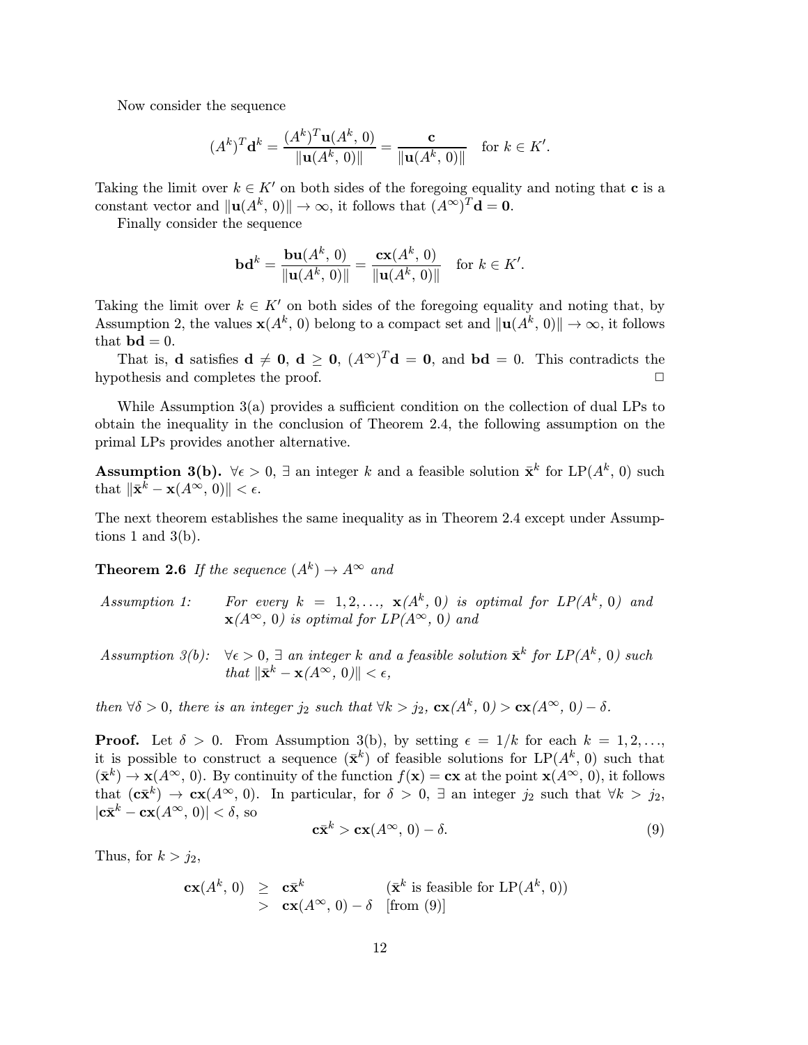Now consider the sequence

$$(A^k)^T \mathbf{d}^k = \frac{(A^k)^T \mathbf{u}(A^k,\, 0)}{\|\mathbf{u}(A^k,\, 0)\|} = \frac{\mathbf{c}}{\|\mathbf{u}(A^k,\, 0)\|} \quad \text{for } k \in K'.$$

Taking the limit over $k \in K'$ on both sides of the foregoing equality and noting that $\mathbf{c}$ is a constant vector and $\|\mathbf{u}(A^k,\, 0)\| \to \infty$, it follows that $(A^\infty)^T \mathbf{d} = \mathbf{0}$.

Finally consider the sequence

$$\mathbf{b}\mathbf{d}^k = \frac{\mathbf{b}\mathbf{u}(A^k,\, 0)}{\|\mathbf{u}(A^k,\, 0)\|} = \frac{\mathbf{c}\mathbf{x}(A^k,\, 0)}{\|\mathbf{u}(A^k,\, 0)\|} \quad \text{for } k \in K'.$$

Taking the limit over $k \in K'$ on both sides of the foregoing equality and noting that, by Assumption 2, the values $\mathbf{x}(A^k,\, 0)$ belong to a compact set and $\|\mathbf{u}(A^k,\, 0)\| \to \infty$, it follows that $\mathbf{b}\mathbf{d} = 0$.

That is, $\mathbf{d}$ satisfies $\mathbf{d} \neq \mathbf{0}$, $\mathbf{d} \geq \mathbf{0}$, $(A^\infty)^T \mathbf{d} = \mathbf{0}$, and $\mathbf{b}\mathbf{d} = 0$. This contradicts the hypothesis and completes the proof. □

While Assumption 3(a) provides a sufficient condition on the collection of dual LPs to obtain the inequality in the conclusion of Theorem 2.4, the following assumption on the primal LPs provides another alternative.

**Assumption 3(b).** $\forall \epsilon > 0$, $\exists$ an integer $k$ and a feasible solution $\bar{\mathbf{x}}^k$ for LP$(A^k,\, 0)$ such that $\|\bar{\mathbf{x}}^k - \mathbf{x}(A^\infty,\, 0)\| < \epsilon$.

The next theorem establishes the same inequality as in Theorem 2.4 except under Assumptions 1 and 3(b).

**Theorem 2.6** *If the sequence $(A^k) \to A^\infty$ and*

*Assumption 1:* *For every $k = 1, 2, \ldots$, $\mathbf{x}(A^k,\, 0)$ is optimal for LP$(A^k,\, 0)$ and $\mathbf{x}(A^\infty,\, 0)$ is optimal for LP$(A^\infty,\, 0)$ and*

*Assumption 3(b):* *$\forall \epsilon > 0$, $\exists$ an integer $k$ and a feasible solution $\bar{\mathbf{x}}^k$ for LP$(A^k,\, 0)$ such that $\|\bar{\mathbf{x}}^k - \mathbf{x}(A^\infty,\, 0)\| < \epsilon$,*

*then $\forall \delta > 0$, there is an integer $j_2$ such that $\forall k > j_2$, $\mathbf{c}\mathbf{x}(A^k,\, 0) > \mathbf{c}\mathbf{x}(A^\infty,\, 0) - \delta$.*

**Proof.** Let $\delta > 0$. From Assumption 3(b), by setting $\epsilon = 1/k$ for each $k = 1, 2, \ldots$, it is possible to construct a sequence $(\bar{\mathbf{x}}^k)$ of feasible solutions for LP$(A^k,\, 0)$ such that $(\bar{\mathbf{x}}^k) \to \mathbf{x}(A^\infty,\, 0)$. By continuity of the function $f(\mathbf{x}) = \mathbf{c}\mathbf{x}$ at the point $\mathbf{x}(A^\infty,\, 0)$, it follows that $(\mathbf{c}\bar{\mathbf{x}}^k) \to \mathbf{c}\mathbf{x}(A^\infty,\, 0)$. In particular, for $\delta > 0$, $\exists$ an integer $j_2$ such that $\forall k > j_2$, $|\mathbf{c}\bar{\mathbf{x}}^k - \mathbf{c}\mathbf{x}(A^\infty,\, 0)| < \delta$, so

$$\mathbf{c}\bar{\mathbf{x}}^k > \mathbf{c}\mathbf{x}(A^\infty,\, 0) - \delta. \tag{9}$$

Thus, for $k > j_2$,

$$\begin{aligned} \mathbf{c}\mathbf{x}(A^k,\, 0) &\geq \mathbf{c}\bar{\mathbf{x}}^k && (\bar{\mathbf{x}}^k \text{ is feasible for LP}(A^k,\, 0)) \\ &> \mathbf{c}\mathbf{x}(A^\infty,\, 0) - \delta && [\text{from } (9)] \end{aligned}$$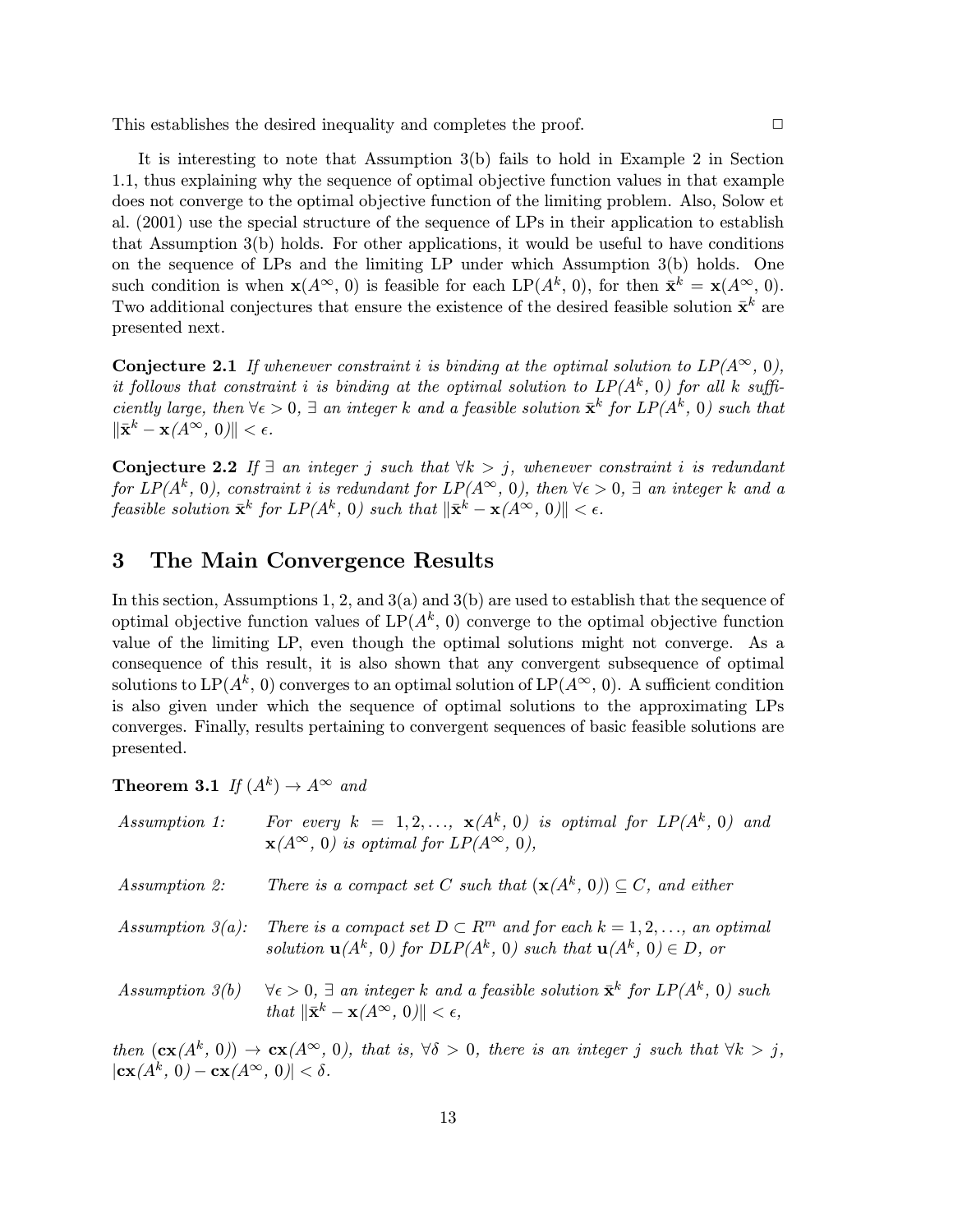This establishes the desired inequality and completes the proof. □

It is interesting to note that Assumption 3(b) fails to hold in Example 2 in Section 1.1, thus explaining why the sequence of optimal objective function values in that example does not converge to the optimal objective function of the limiting problem. Also, Solow et al. (2001) use the special structure of the sequence of LPs in their application to establish that Assumption 3(b) holds. For other applications, it would be useful to have conditions on the sequence of LPs and the limiting LP under which Assumption 3(b) holds. One such condition is when $\mathbf{x}(A^\infty, 0)$ is feasible for each LP($A^k$, 0), for then $\bar{\mathbf{x}}^k = \mathbf{x}(A^\infty, 0)$. Two additional conjectures that ensure the existence of the desired feasible solution $\bar{\mathbf{x}}^k$ are presented next.

**Conjecture 2.1** *If whenever constraint $i$ is binding at the optimal solution to LP($A^\infty$, 0), it follows that constraint $i$ is binding at the optimal solution to LP($A^k$, 0) for all $k$ sufficiently large, then $\forall \epsilon > 0$, $\exists$ an integer $k$ and a feasible solution $\bar{\mathbf{x}}^k$ for LP($A^k$, 0) such that $\|\bar{\mathbf{x}}^k - \mathbf{x}(A^\infty, 0)\| < \epsilon$.*

**Conjecture 2.2** *If $\exists$ an integer $j$ such that $\forall k > j$, whenever constraint $i$ is redundant for LP($A^k$, 0), constraint $i$ is redundant for LP($A^\infty$, 0), then $\forall \epsilon > 0$, $\exists$ an integer $k$ and a feasible solution $\bar{\mathbf{x}}^k$ for LP($A^k$, 0) such that $\|\bar{\mathbf{x}}^k - \mathbf{x}(A^\infty, 0)\| < \epsilon$.*

# 3 The Main Convergence Results

In this section, Assumptions 1, 2, and 3(a) and 3(b) are used to establish that the sequence of optimal objective function values of LP($A^k$, 0) converge to the optimal objective function value of the limiting LP, even though the optimal solutions might not converge. As a consequence of this result, it is also shown that any convergent subsequence of optimal solutions to LP($A^k$, 0) converges to an optimal solution of LP($A^\infty$, 0). A sufficient condition is also given under which the sequence of optimal solutions to the approximating LPs converges. Finally, results pertaining to convergent sequences of basic feasible solutions are presented.

**Theorem 3.1** *If $(A^k) \to A^\infty$ and*

*Assumption 1:* *For every $k = 1, 2, \ldots$, $\mathbf{x}(A^k, 0)$ is optimal for LP($A^k$, 0) and $\mathbf{x}(A^\infty, 0)$ is optimal for LP($A^\infty$, 0),*

*Assumption 2:* *There is a compact set $C$ such that $(\mathbf{x}(A^k, 0)) \subseteq C$, and either*

*Assumption 3(a):* *There is a compact set $D \subset R^m$ and for each $k = 1, 2, \ldots$, an optimal solution $\mathbf{u}(A^k, 0)$ for DLP($A^k$, 0) such that $\mathbf{u}(A^k, 0) \in D$, or*

*Assumption 3(b)* *$\forall \epsilon > 0$, $\exists$ an integer $k$ and a feasible solution $\bar{\mathbf{x}}^k$ for LP($A^k$, 0) such that $\|\bar{\mathbf{x}}^k - \mathbf{x}(A^\infty, 0)\| < \epsilon$,*

*then $(\mathbf{cx}(A^k, 0)) \to \mathbf{cx}(A^\infty, 0)$, that is, $\forall \delta > 0$, there is an integer $j$ such that $\forall k > j$, $|\mathbf{cx}(A^k, 0) - \mathbf{cx}(A^\infty, 0)| < \delta$.*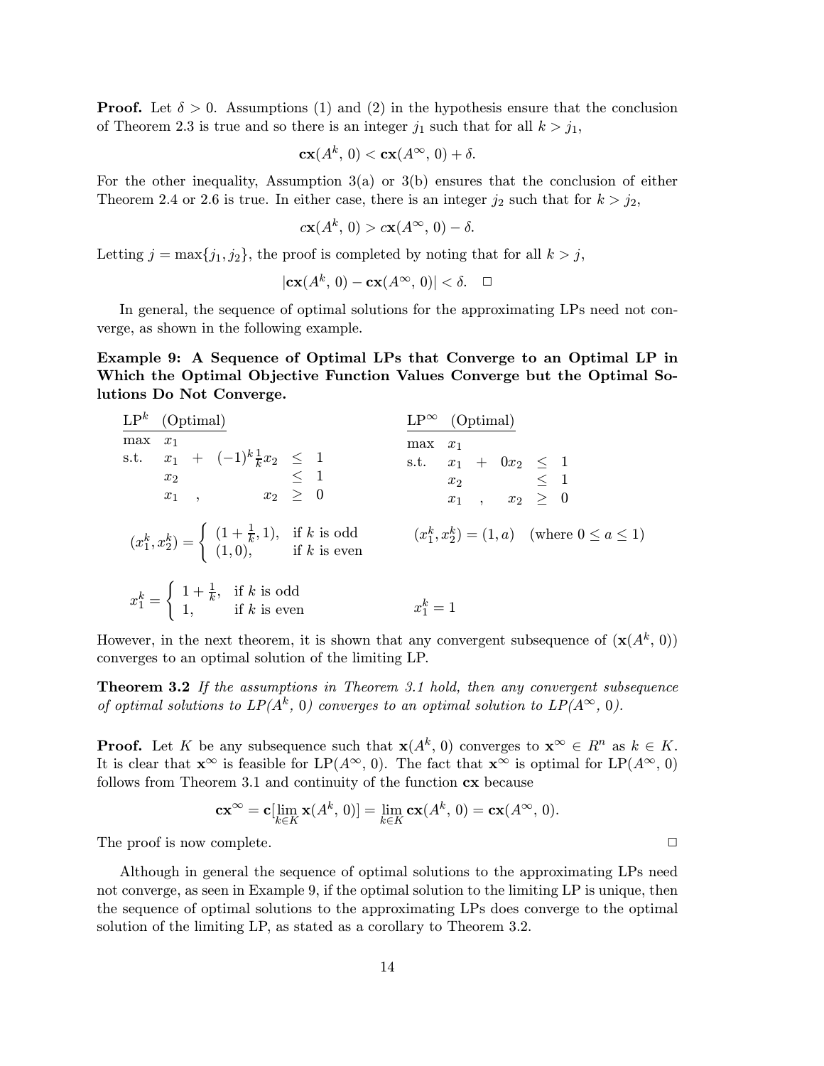**Proof.** Let $\delta > 0$. Assumptions (1) and (2) in the hypothesis ensure that the conclusion of Theorem 2.3 is true and so there is an integer $j_1$ such that for all $k > j_1$,

$$\mathbf{cx}(A^k,\, 0) < \mathbf{cx}(A^\infty,\, 0) + \delta.$$

For the other inequality, Assumption 3(a) or 3(b) ensures that the conclusion of either Theorem 2.4 or 2.6 is true. In either case, there is an integer $j_2$ such that for $k > j_2$,

$$c\mathbf{x}(A^k,\, 0) > c\mathbf{x}(A^\infty,\, 0) - \delta.$$

Letting $j = \max\{j_1, j_2\}$, the proof is completed by noting that for all $k > j$,

$$|\mathbf{cx}(A^k,\, 0) - \mathbf{cx}(A^\infty,\, 0)| < \delta. \quad \square$$

In general, the sequence of optimal solutions for the approximating LPs need not converge, as shown in the following example.

**Example 9: A Sequence of Optimal LPs that Converge to an Optimal LP in Which the Optimal Objective Function Values Converge but the Optimal Solutions Do Not Converge.**

$\text{LP}^k$ (Optimal)

$$\begin{array}{llcl} \max & x_1 & & \\ \text{s.t.} & x_1 + (-1)^k \frac{1}{k} x_2 & \leq & 1 \\ & x_2 & \leq & 1 \\ & x_1 \quad , \quad x_2 & \geq & 0 \end{array}$$

$\text{LP}^\infty$ (Optimal)

$$\begin{array}{llcl} \max & x_1 & & \\ \text{s.t.} & x_1 + 0x_2 & \leq & 1 \\ & x_2 & \leq & 1 \\ & x_1 \quad , \quad x_2 & \geq & 0 \end{array}$$

$$(x_1^k, x_2^k) = \begin{cases} (1 + \frac{1}{k}, 1), & \text{if } k \text{ is odd} \\ (1, 0), & \text{if } k \text{ is even} \end{cases} \qquad (x_1^k, x_2^k) = (1, a) \quad (\text{where } 0 \leq a \leq 1)$$

$$x_1^k = \begin{cases} 1 + \frac{1}{k}, & \text{if } k \text{ is odd} \\ 1, & \text{if } k \text{ is even} \end{cases} \qquad x_1^k = 1$$

However, in the next theorem, it is shown that any convergent subsequence of $(\mathbf{x}(A^k,\, 0))$ converges to an optimal solution of the limiting LP.

**Theorem 3.2** *If the assumptions in Theorem 3.1 hold, then any convergent subsequence of optimal solutions to LP($A^k$, 0) converges to an optimal solution to LP($A^\infty$, 0).*

**Proof.** Let $K$ be any subsequence such that $\mathbf{x}(A^k,\, 0)$ converges to $\mathbf{x}^\infty \in R^n$ as $k \in K$. It is clear that $\mathbf{x}^\infty$ is feasible for LP($A^\infty$, 0). The fact that $\mathbf{x}^\infty$ is optimal for LP($A^\infty$, 0) follows from Theorem 3.1 and continuity of the function $\mathbf{cx}$ because

$$\mathbf{cx}^\infty = \mathbf{c}[\lim_{k \in K} \mathbf{x}(A^k,\, 0)] = \lim_{k \in K} \mathbf{cx}(A^k,\, 0) = \mathbf{cx}(A^\infty,\, 0).$$

The proof is now complete. $\square$

Although in general the sequence of optimal solutions to the approximating LPs need not converge, as seen in Example 9, if the optimal solution to the limiting LP is unique, then the sequence of optimal solutions to the approximating LPs does converge to the optimal solution of the limiting LP, as stated as a corollary to Theorem 3.2.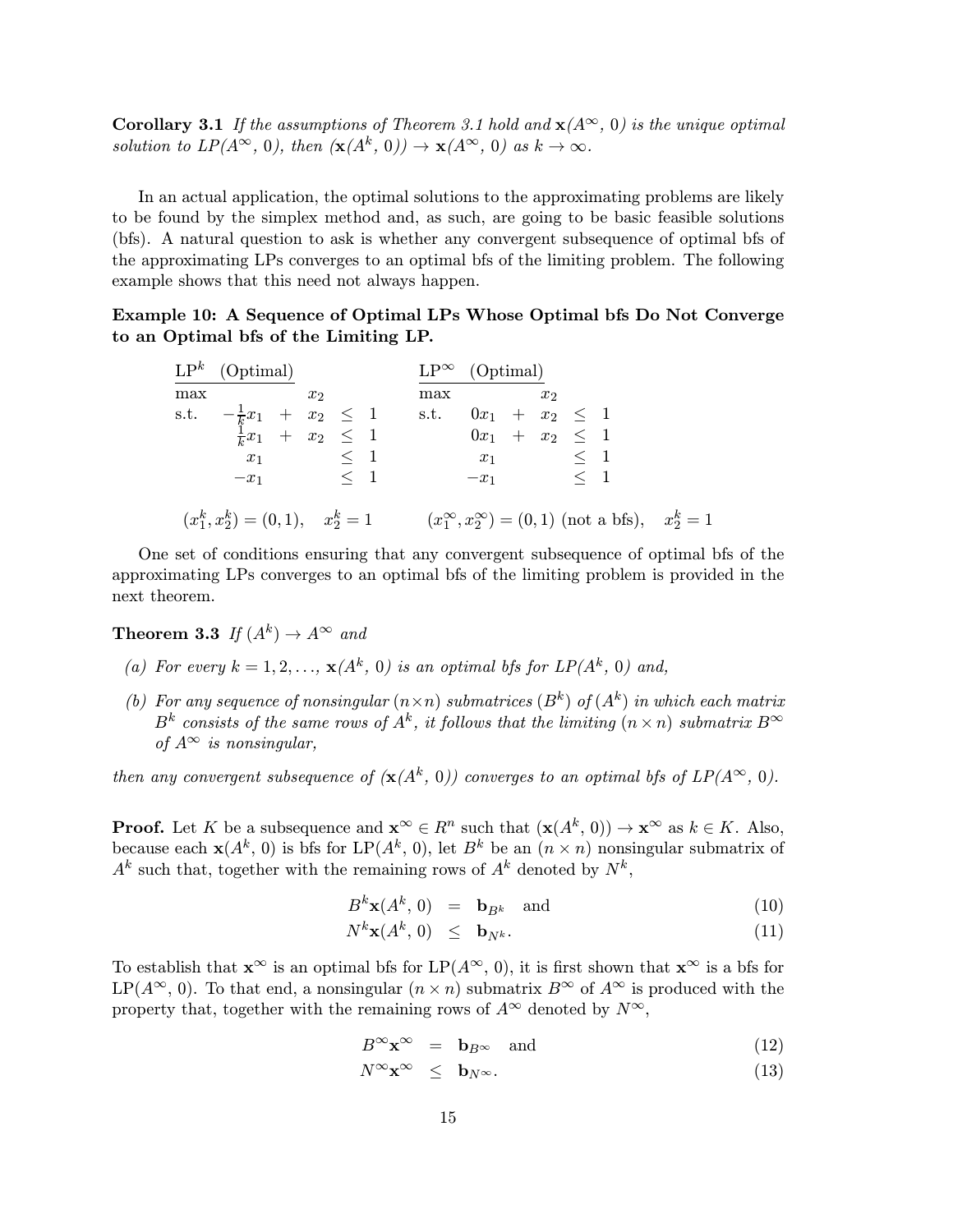**Corollary 3.1** *If the assumptions of Theorem 3.1 hold and* $\mathbf{x}(A^\infty, 0)$ *is the unique optimal solution to LP*$(A^\infty, 0)$*, then* $(\mathbf{x}(A^k, 0)) \to \mathbf{x}(A^\infty, 0)$ *as* $k \to \infty$.

In an actual application, the optimal solutions to the approximating problems are likely to be found by the simplex method and, as such, are going to be basic feasible solutions (bfs). A natural question to ask is whether any convergent subsequence of optimal bfs of the approximating LPs converges to an optimal bfs of the limiting problem. The following example shows that this need not always happen.

**Example 10: A Sequence of Optimal LPs Whose Optimal bfs Do Not Converge to an Optimal bfs of the Limiting LP.**

$$
\begin{array}{llll}
\underline{\text{LP}^k \quad \text{(Optimal)}} & & \underline{\text{LP}^\infty \quad \text{(Optimal)}} & \\
\max & x_2 & \max & x_2 \\
\text{s.t.} & -\frac{1}{k}x_1 + x_2 \le 1 & \text{s.t.} & 0x_1 + x_2 \le 1 \\
& \frac{1}{k}x_1 + x_2 \le 1 & & 0x_1 + x_2 \le 1 \\
& x_1 \le 1 & & x_1 \le 1 \\
& -x_1 \le 1 & & -x_1 \le 1 \\
& & & \\
& (x_1^k, x_2^k) = (0, 1), \quad x_2^k = 1 & & (x_1^\infty, x_2^\infty) = (0, 1) \text{ (not a bfs)}, \quad x_2^k = 1
\end{array}
$$

One set of conditions ensuring that any convergent subsequence of optimal bfs of the approximating LPs converges to an optimal bfs of the limiting problem is provided in the next theorem.

**Theorem 3.3** *If* $(A^k) \to A^\infty$ *and*

- *(a) For every* $k = 1, 2, \ldots$, $\mathbf{x}(A^k, 0)$ *is an optimal bfs for LP*$(A^k, 0)$ *and,*
- *(b) For any sequence of nonsingular* $(n \times n)$ *submatrices* $(B^k)$ *of* $(A^k)$ *in which each matrix* $B^k$ *consists of the same rows of* $A^k$*, it follows that the limiting* $(n \times n)$ *submatrix* $B^\infty$ *of* $A^\infty$ *is nonsingular,*

*then any convergent subsequence of* $(\mathbf{x}(A^k, 0))$ *converges to an optimal bfs of LP*$(A^\infty, 0)$.

**Proof.** Let $K$ be a subsequence and $\mathbf{x}^\infty \in R^n$ such that $(\mathbf{x}(A^k, 0)) \to \mathbf{x}^\infty$ as $k \in K$. Also, because each $\mathbf{x}(A^k, 0)$ is bfs for LP$(A^k, 0)$, let $B^k$ be an $(n \times n)$ nonsingular submatrix of $A^k$ such that, together with the remaining rows of $A^k$ denoted by $N^k$,

$$
\begin{aligned}
B^k \mathbf{x}(A^k, 0) &= \mathbf{b}_{B^k} \quad \text{and} && (10) \\
N^k \mathbf{x}(A^k, 0) &\le \mathbf{b}_{N^k}. && (11)
\end{aligned}
$$

To establish that $\mathbf{x}^\infty$ is an optimal bfs for LP$(A^\infty, 0)$, it is first shown that $\mathbf{x}^\infty$ is a bfs for LP$(A^\infty, 0)$. To that end, a nonsingular $(n \times n)$ submatrix $B^\infty$ of $A^\infty$ is produced with the property that, together with the remaining rows of $A^\infty$ denoted by $N^\infty$,

$$
\begin{aligned}
B^\infty \mathbf{x}^\infty &= \mathbf{b}_{B^\infty} \quad \text{and} && (12) \\
N^\infty \mathbf{x}^\infty &\le \mathbf{b}_{N^\infty}. && (13)
\end{aligned}
$$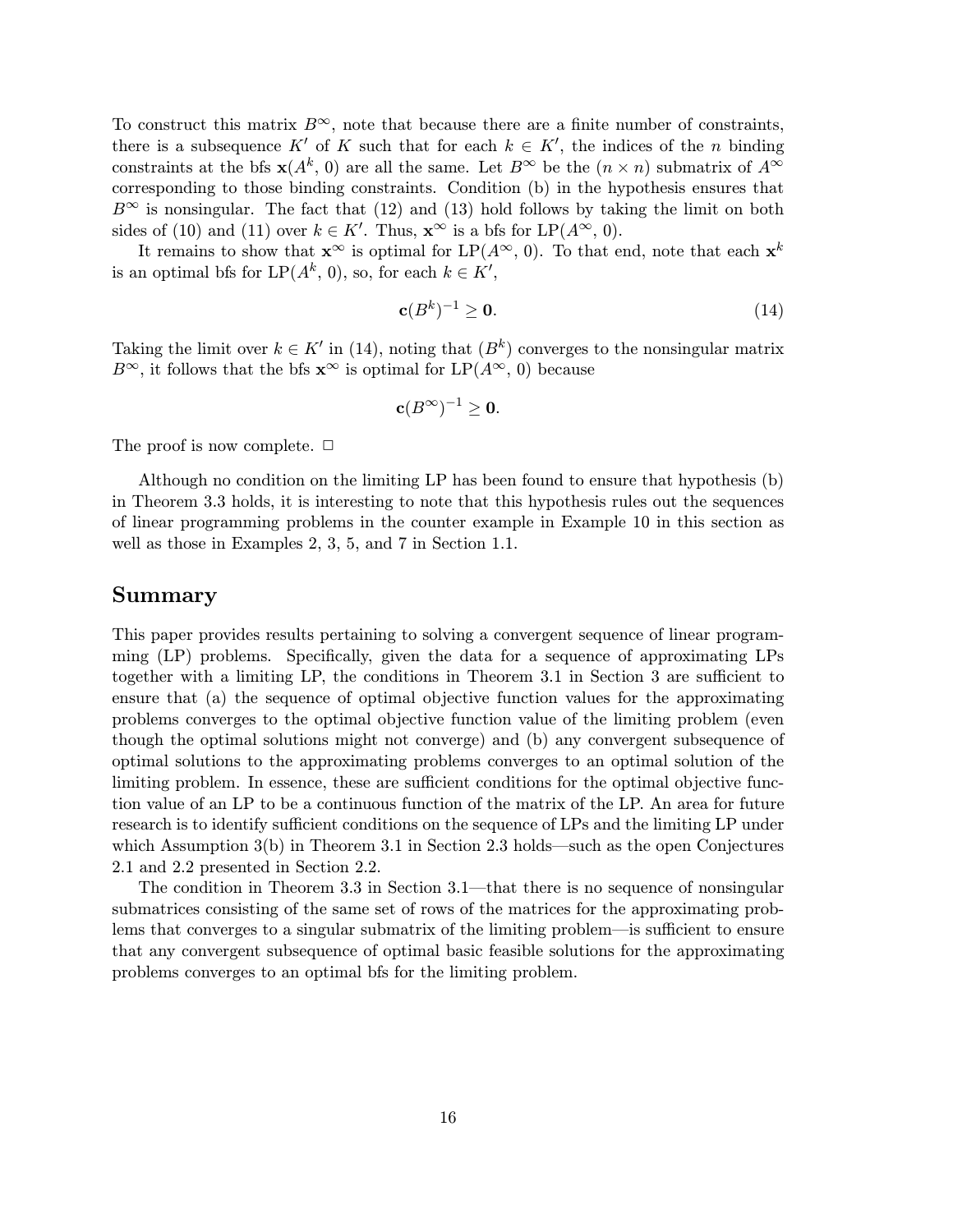To construct this matrix $B^\infty$, note that because there are a finite number of constraints, there is a subsequence $K'$ of $K$ such that for each $k \in K'$, the indices of the $n$ binding constraints at the bfs $\mathbf{x}(A^k, 0)$ are all the same. Let $B^\infty$ be the $(n \times n)$ submatrix of $A^\infty$ corresponding to those binding constraints. Condition (b) in the hypothesis ensures that $B^\infty$ is nonsingular. The fact that (12) and (13) hold follows by taking the limit on both sides of (10) and (11) over $k \in K'$. Thus, $\mathbf{x}^\infty$ is a bfs for LP($A^\infty$, 0).

It remains to show that $\mathbf{x}^\infty$ is optimal for LP($A^\infty$, 0). To that end, note that each $\mathbf{x}^k$ is an optimal bfs for LP($A^k$, 0), so, for each $k \in K'$,

$$\mathbf{c}(B^k)^{-1} \geq \mathbf{0}. \tag{14}$$

Taking the limit over $k \in K'$ in (14), noting that $(B^k)$ converges to the nonsingular matrix $B^\infty$, it follows that the bfs $\mathbf{x}^\infty$ is optimal for LP($A^\infty$, 0) because

$$\mathbf{c}(B^\infty)^{-1} \geq \mathbf{0}.$$

The proof is now complete. □

Although no condition on the limiting LP has been found to ensure that hypothesis (b) in Theorem 3.3 holds, it is interesting to note that this hypothesis rules out the sequences of linear programming problems in the counter example in Example 10 in this section as well as those in Examples 2, 3, 5, and 7 in Section 1.1.

## Summary

This paper provides results pertaining to solving a convergent sequence of linear programming (LP) problems. Specifically, given the data for a sequence of approximating LPs together with a limiting LP, the conditions in Theorem 3.1 in Section 3 are sufficient to ensure that (a) the sequence of optimal objective function values for the approximating problems converges to the optimal objective function value of the limiting problem (even though the optimal solutions might not converge) and (b) any convergent subsequence of optimal solutions to the approximating problems converges to an optimal solution of the limiting problem. In essence, these are sufficient conditions for the optimal objective function value of an LP to be a continuous function of the matrix of the LP. An area for future research is to identify sufficient conditions on the sequence of LPs and the limiting LP under which Assumption 3(b) in Theorem 3.1 in Section 2.3 holds—such as the open Conjectures 2.1 and 2.2 presented in Section 2.2.

The condition in Theorem 3.3 in Section 3.1—that there is no sequence of nonsingular submatrices consisting of the same set of rows of the matrices for the approximating problems that converges to a singular submatrix of the limiting problem—is sufficient to ensure that any convergent subsequence of optimal basic feasible solutions for the approximating problems converges to an optimal bfs for the limiting problem.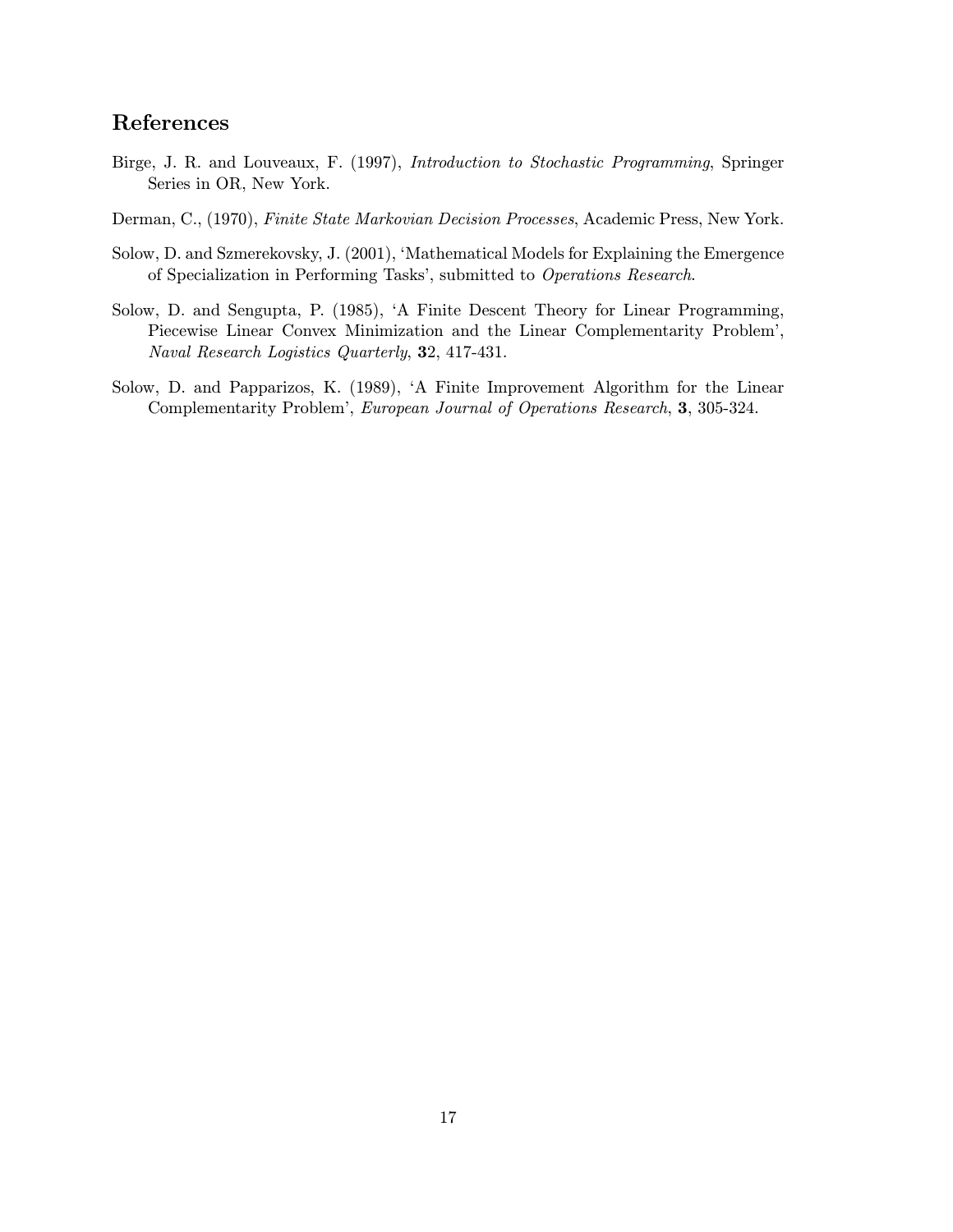## References

Birge, J. R. and Louveaux, F. (1997), *Introduction to Stochastic Programming*, Springer Series in OR, New York.

Derman, C., (1970), *Finite State Markovian Decision Processes*, Academic Press, New York.

Solow, D. and Szmerekovsky, J. (2001), 'Mathematical Models for Explaining the Emergence of Specialization in Performing Tasks', submitted to *Operations Research*.

Solow, D. and Sengupta, P. (1985), 'A Finite Descent Theory for Linear Programming, Piecewise Linear Convex Minimization and the Linear Complementarity Problem', *Naval Research Logistics Quarterly*, **3**2, 417-431.

Solow, D. and Papparizos, K. (1989), 'A Finite Improvement Algorithm for the Linear Complementarity Problem', *European Journal of Operations Research*, **3**, 305-324.